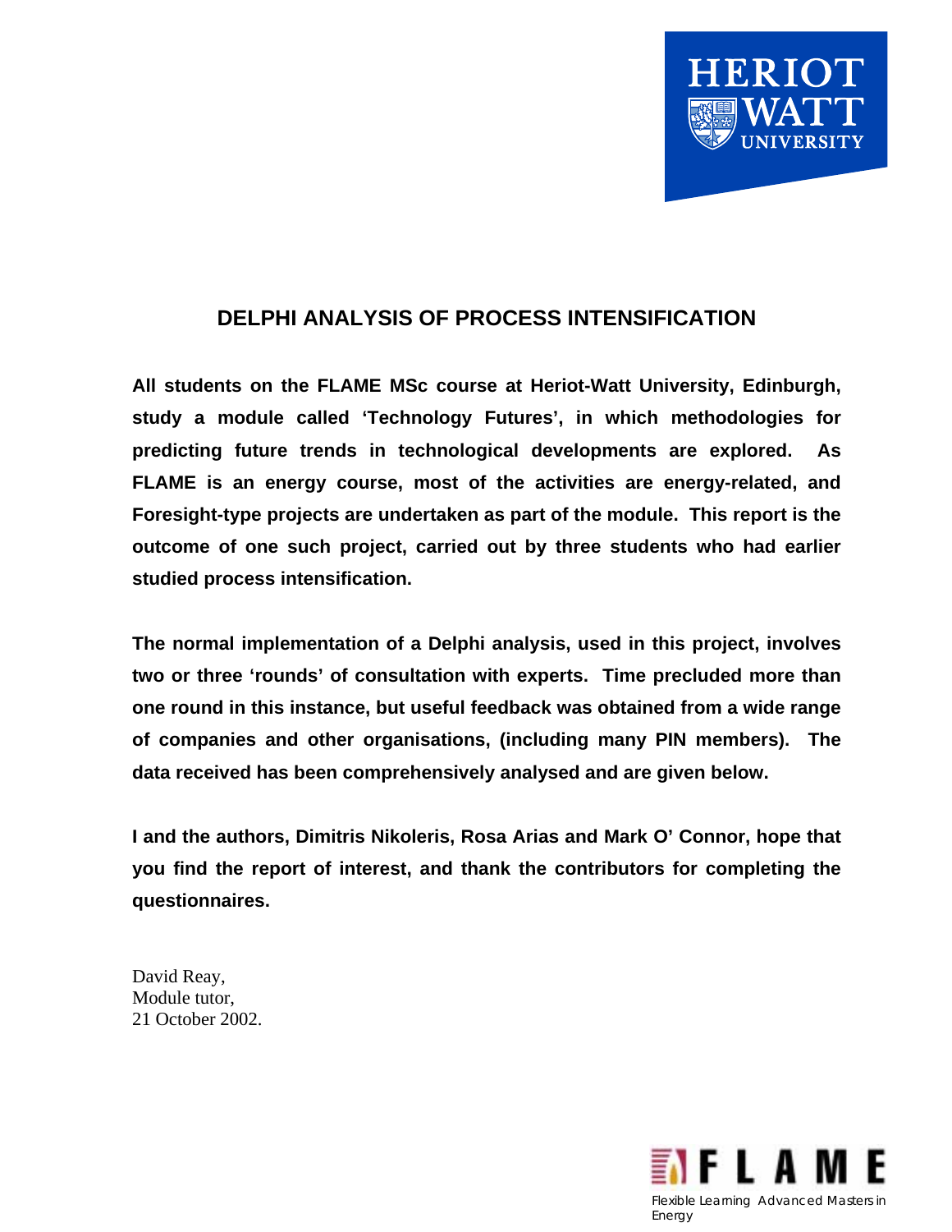HERIOT WATT UNIVERSITY

# DELPHI ANALYSIS OF PROCESS INTENSIFICATION

**All students on the FLAME MSc course at Heriot-Watt University, Edinburgh, study a module called 'Technology Futures', in which methodologies for predicting future trends in technological developments are explored. As FLAME is an energy course, most of the activities are energy-related, and Foresight-type projects are undertaken as part of the module. This report is the outcome of one such project, carried out by three students who had earlier studied process intensification.**

**The normal implementation of a Delphi analysis, used in this project, involves two or three 'rounds' of consultation with experts. Time precluded more than one round in this instance, but useful feedback was obtained from a wide range of companies and other organisations, (including many PIN members). The data received has been comprehensively analysed and are given below.**

**I and the authors, Dimitris Nikoleris, Rosa Arias and Mark O' Connor, hope that you find the report of interest, and thank the contributors for completing the questionnaires.**

David Reay,
Module tutor,
21 October 2002.

FLAME
Flexible Learning Advanced Masters in Energy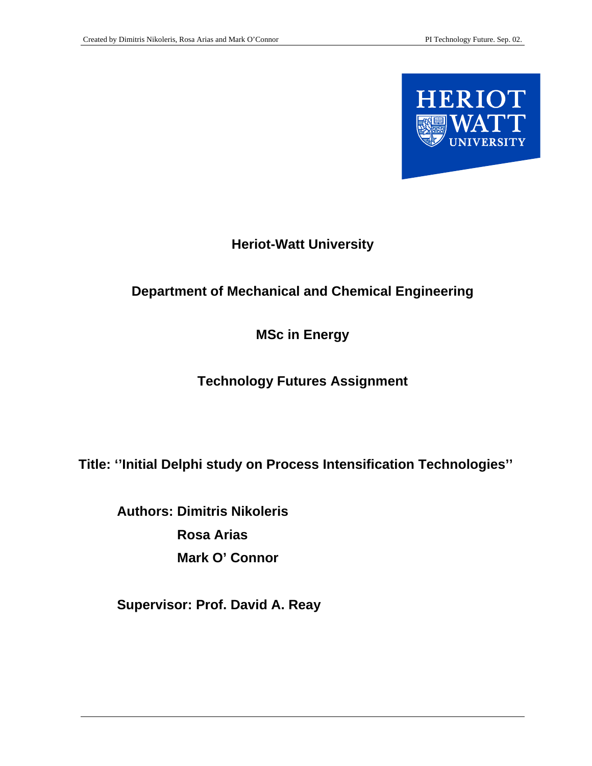**Heriot-Watt University**

**Department of Mechanical and Chemical Engineering**

**MSc in Energy**

**Technology Futures Assignment**

**Title: ''Initial Delphi study on Process Intensification Technologies''**

**Authors: Dimitris Nikoleris**

**Rosa Arias**

**Mark O' Connor**

**Supervisor: Prof. David A. Reay**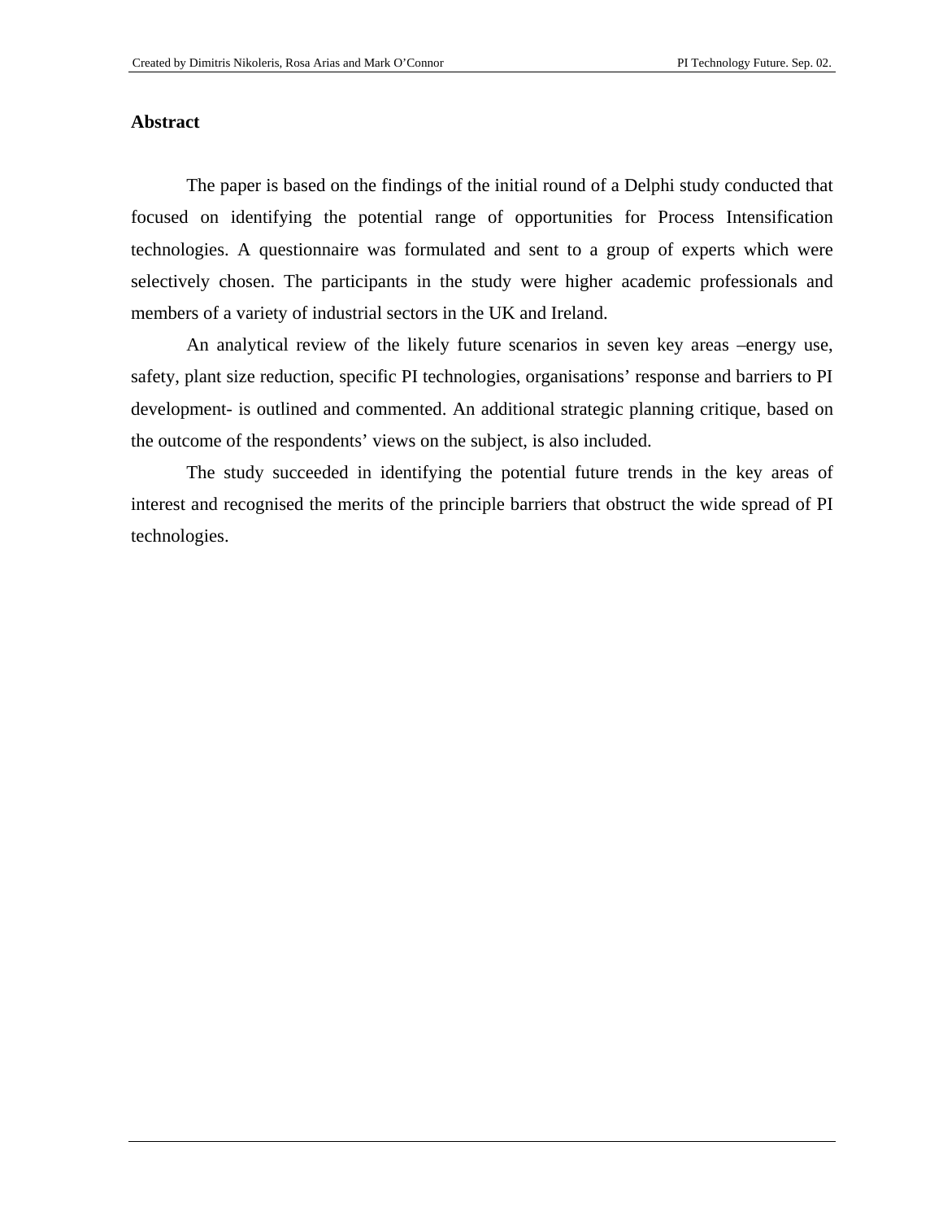## Abstract

The paper is based on the findings of the initial round of a Delphi study conducted that focused on identifying the potential range of opportunities for Process Intensification technologies. A questionnaire was formulated and sent to a group of experts which were selectively chosen. The participants in the study were higher academic professionals and members of a variety of industrial sectors in the UK and Ireland.

An analytical review of the likely future scenarios in seven key areas –energy use, safety, plant size reduction, specific PI technologies, organisations' response and barriers to PI development- is outlined and commented. An additional strategic planning critique, based on the outcome of the respondents' views on the subject, is also included.

The study succeeded in identifying the potential future trends in the key areas of interest and recognised the merits of the principle barriers that obstruct the wide spread of PI technologies.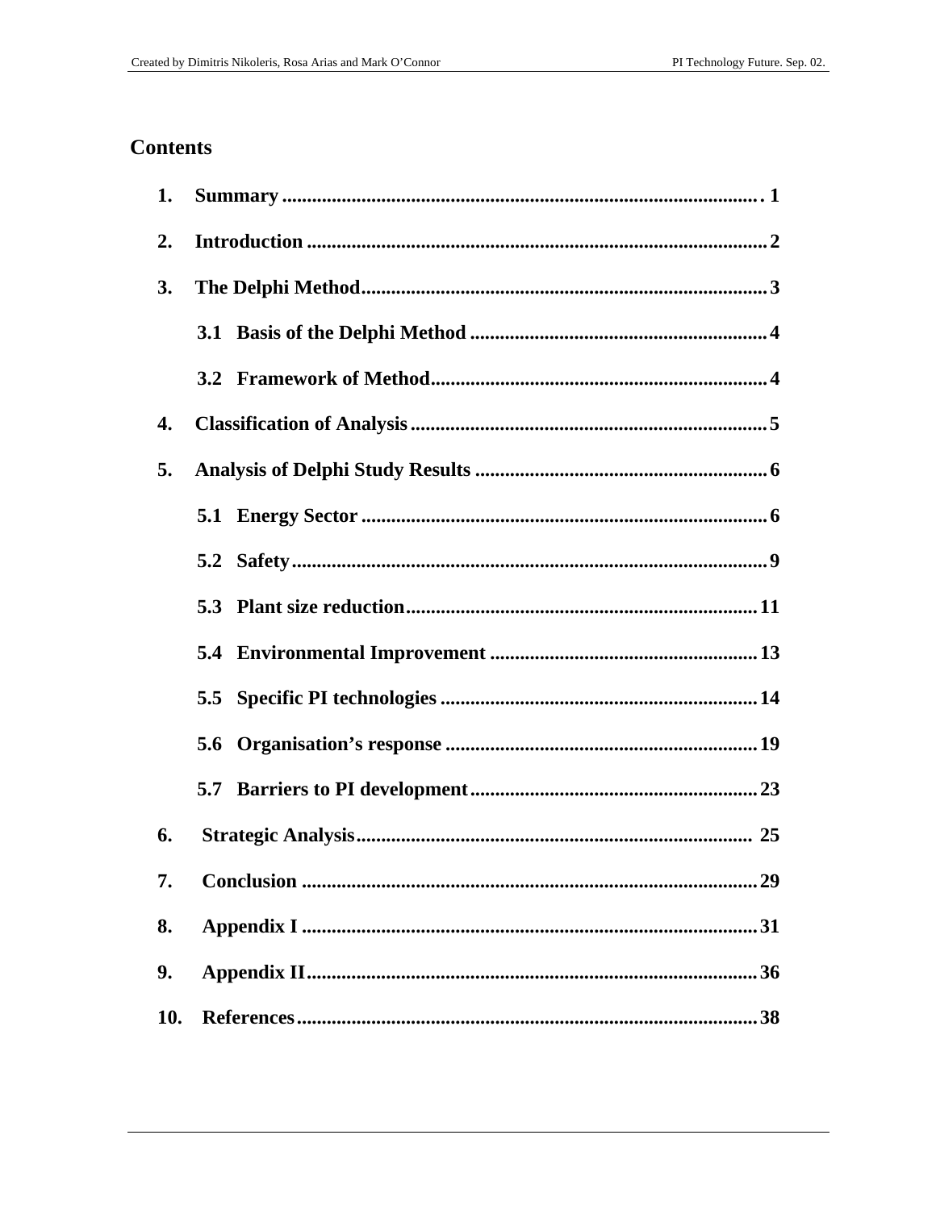## Contents

1. **Summary** ........................................................................................ 1
2. **Introduction** ..................................................................................... 2
3. **The Delphi Method** ........................................................................... 3
   - **3.1 Basis of the Delphi Method** ..................................................... 4
   - **3.2 Framework of Method** .............................................................. 4
4. **Classification of Analysis** .................................................................. 5
5. **Analysis of Delphi Study Results** ..................................................... 6
   - **5.1 Energy Sector** ........................................................................... 6
   - **5.2 Safety** ......................................................................................... 9
   - **5.3 Plant size reduction** ................................................................. 11
   - **5.4 Environmental Improvement** ................................................... 13
   - **5.5 Specific PI technologies** .......................................................... 14
   - **5.6 Organisation's response** ........................................................... 19
   - **5.7 Barriers to PI development** ...................................................... 23
6. **Strategic Analysis** ............................................................................ 25
7. **Conclusion** ...................................................................................... 29
8. **Appendix I** ...................................................................................... 31
9. **Appendix II** ..................................................................................... 36
10. **References** ..................................................................................... 38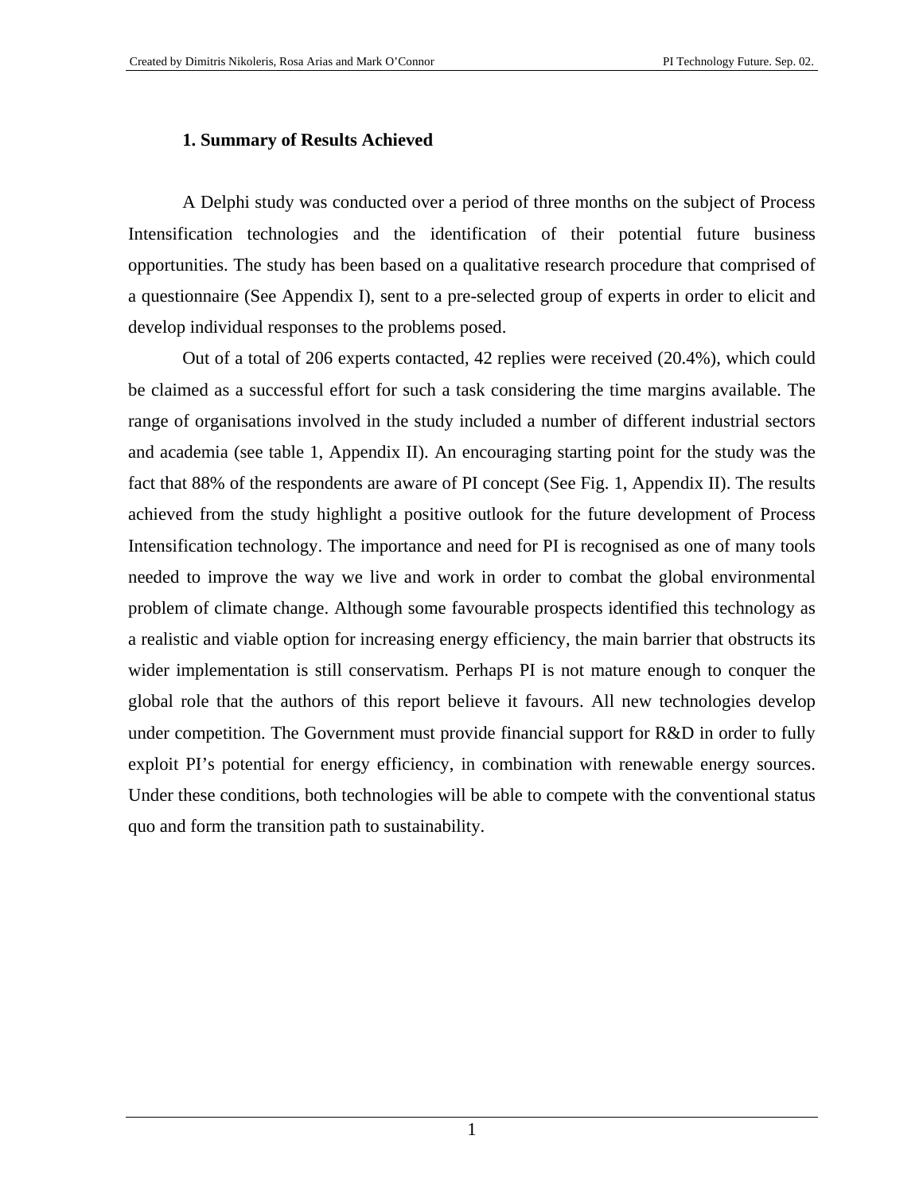## 1. Summary of Results Achieved

A Delphi study was conducted over a period of three months on the subject of Process Intensification technologies and the identification of their potential future business opportunities. The study has been based on a qualitative research procedure that comprised of a questionnaire (See Appendix I), sent to a pre-selected group of experts in order to elicit and develop individual responses to the problems posed.

Out of a total of 206 experts contacted, 42 replies were received (20.4%), which could be claimed as a successful effort for such a task considering the time margins available. The range of organisations involved in the study included a number of different industrial sectors and academia (see table 1, Appendix II). An encouraging starting point for the study was the fact that 88% of the respondents are aware of PI concept (See Fig. 1, Appendix II). The results achieved from the study highlight a positive outlook for the future development of Process Intensification technology. The importance and need for PI is recognised as one of many tools needed to improve the way we live and work in order to combat the global environmental problem of climate change. Although some favourable prospects identified this technology as a realistic and viable option for increasing energy efficiency, the main barrier that obstructs its wider implementation is still conservatism. Perhaps PI is not mature enough to conquer the global role that the authors of this report believe it favours. All new technologies develop under competition. The Government must provide financial support for R&D in order to fully exploit PI's potential for energy efficiency, in combination with renewable energy sources. Under these conditions, both technologies will be able to compete with the conventional status quo and form the transition path to sustainability.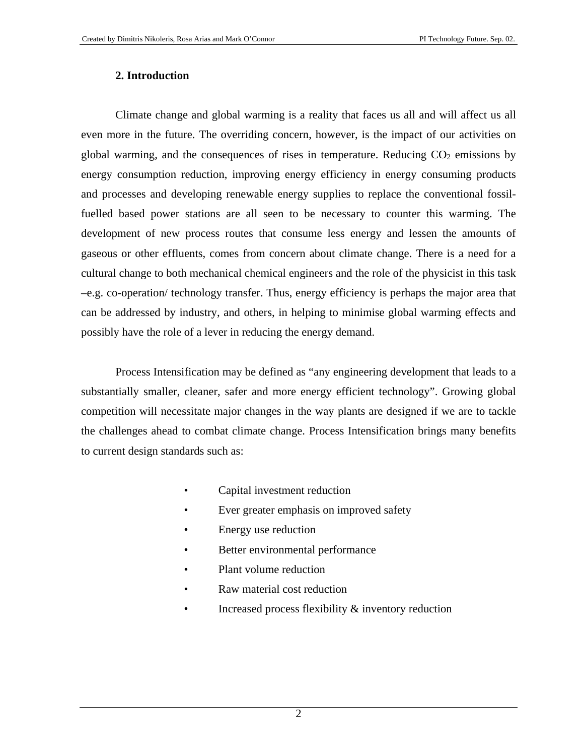## 2. Introduction

Climate change and global warming is a reality that faces us all and will affect us all even more in the future. The overriding concern, however, is the impact of our activities on global warming, and the consequences of rises in temperature. Reducing $CO_2$ emissions by energy consumption reduction, improving energy efficiency in energy consuming products and processes and developing renewable energy supplies to replace the conventional fossil-fuelled based power stations are all seen to be necessary to counter this warming. The development of new process routes that consume less energy and lessen the amounts of gaseous or other effluents, comes from concern about climate change. There is a need for a cultural change to both mechanical chemical engineers and the role of the physicist in this task –e.g. co-operation/ technology transfer. Thus, energy efficiency is perhaps the major area that can be addressed by industry, and others, in helping to minimise global warming effects and possibly have the role of a lever in reducing the energy demand.

Process Intensification may be defined as "any engineering development that leads to a substantially smaller, cleaner, safer and more energy efficient technology". Growing global competition will necessitate major changes in the way plants are designed if we are to tackle the challenges ahead to combat climate change. Process Intensification brings many benefits to current design standards such as:

- Capital investment reduction
- Ever greater emphasis on improved safety
- Energy use reduction
- Better environmental performance
- Plant volume reduction
- Raw material cost reduction
- Increased process flexibility & inventory reduction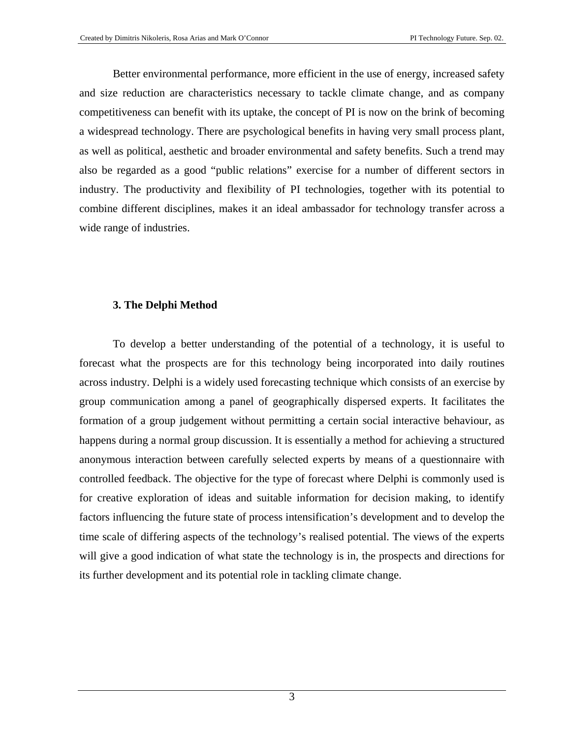Better environmental performance, more efficient in the use of energy, increased safety and size reduction are characteristics necessary to tackle climate change, and as company competitiveness can benefit with its uptake, the concept of PI is now on the brink of becoming a widespread technology. There are psychological benefits in having very small process plant, as well as political, aesthetic and broader environmental and safety benefits. Such a trend may also be regarded as a good "public relations" exercise for a number of different sectors in industry. The productivity and flexibility of PI technologies, together with its potential to combine different disciplines, makes it an ideal ambassador for technology transfer across a wide range of industries.

## 3. The Delphi Method

To develop a better understanding of the potential of a technology, it is useful to forecast what the prospects are for this technology being incorporated into daily routines across industry. Delphi is a widely used forecasting technique which consists of an exercise by group communication among a panel of geographically dispersed experts. It facilitates the formation of a group judgement without permitting a certain social interactive behaviour, as happens during a normal group discussion. It is essentially a method for achieving a structured anonymous interaction between carefully selected experts by means of a questionnaire with controlled feedback. The objective for the type of forecast where Delphi is commonly used is for creative exploration of ideas and suitable information for decision making, to identify factors influencing the future state of process intensification's development and to develop the time scale of differing aspects of the technology's realised potential. The views of the experts will give a good indication of what state the technology is in, the prospects and directions for its further development and its potential role in tackling climate change.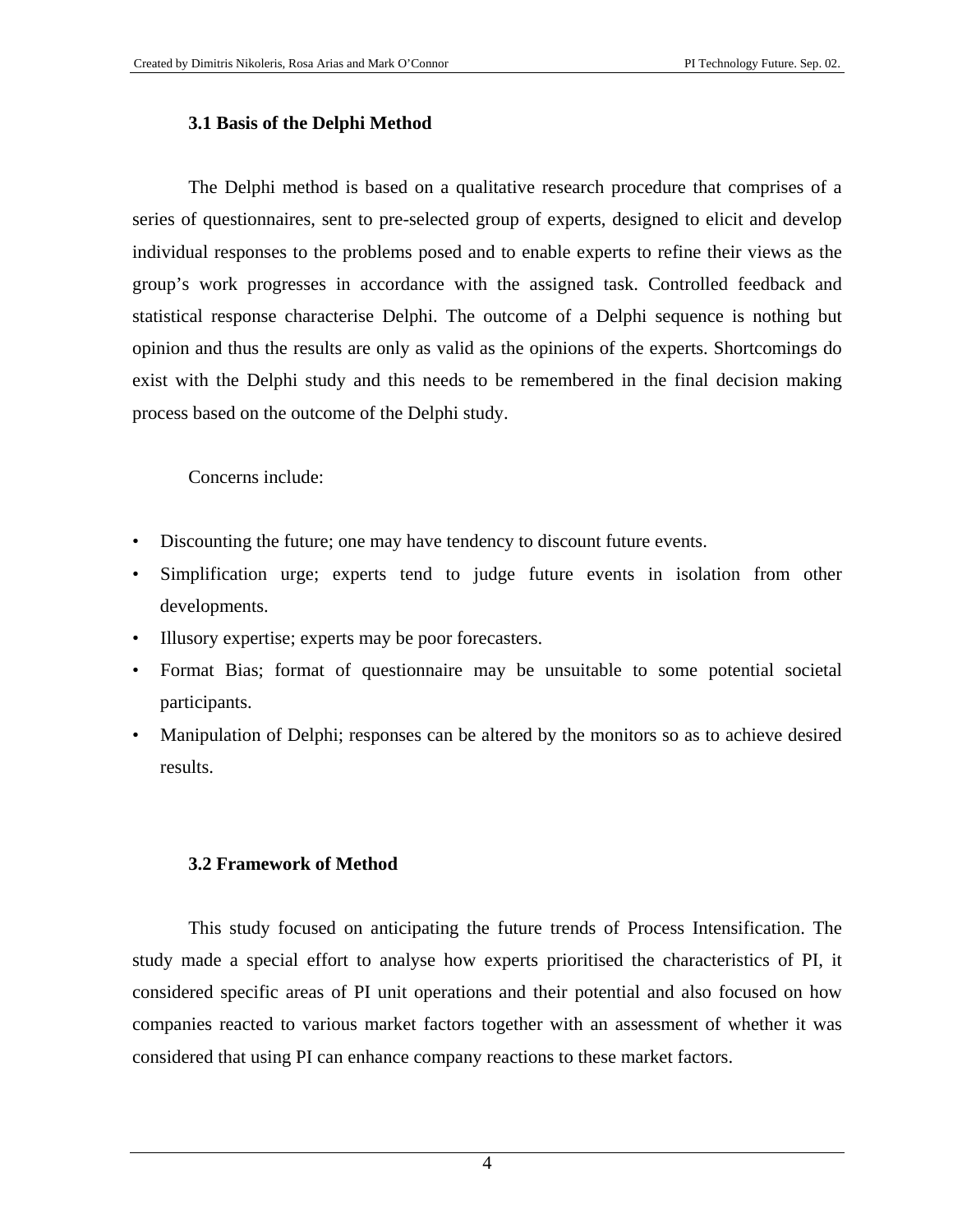### 3.1 Basis of the Delphi Method

The Delphi method is based on a qualitative research procedure that comprises of a series of questionnaires, sent to pre-selected group of experts, designed to elicit and develop individual responses to the problems posed and to enable experts to refine their views as the group's work progresses in accordance with the assigned task. Controlled feedback and statistical response characterise Delphi. The outcome of a Delphi sequence is nothing but opinion and thus the results are only as valid as the opinions of the experts. Shortcomings do exist with the Delphi study and this needs to be remembered in the final decision making process based on the outcome of the Delphi study.

Concerns include:

- Discounting the future; one may have tendency to discount future events.
- Simplification urge; experts tend to judge future events in isolation from other developments.
- Illusory expertise; experts may be poor forecasters.
- Format Bias; format of questionnaire may be unsuitable to some potential societal participants.
- Manipulation of Delphi; responses can be altered by the monitors so as to achieve desired results.

### 3.2 Framework of Method

This study focused on anticipating the future trends of Process Intensification. The study made a special effort to analyse how experts prioritised the characteristics of PI, it considered specific areas of PI unit operations and their potential and also focused on how companies reacted to various market factors together with an assessment of whether it was considered that using PI can enhance company reactions to these market factors.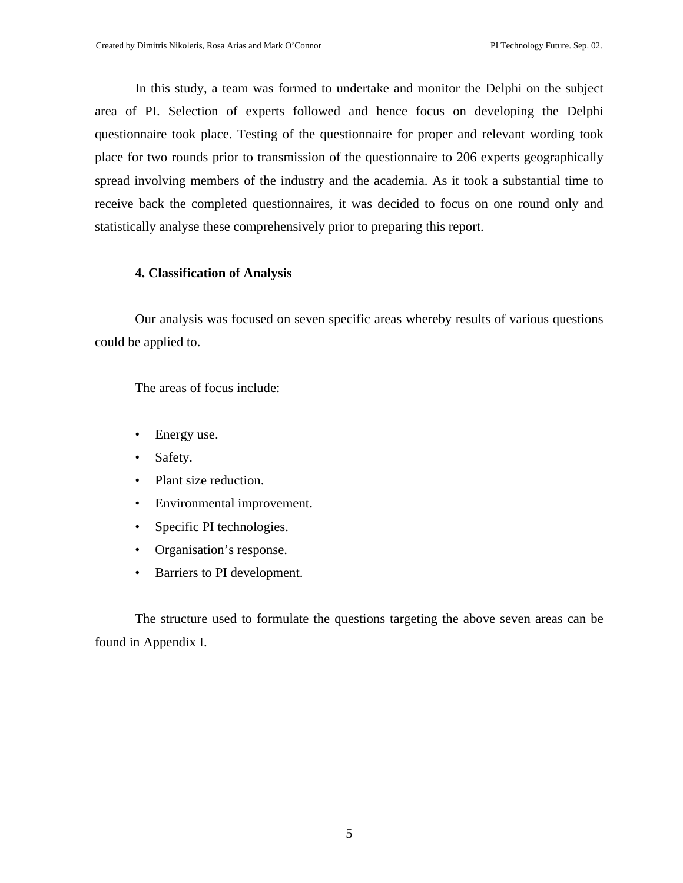In this study, a team was formed to undertake and monitor the Delphi on the subject area of PI. Selection of experts followed and hence focus on developing the Delphi questionnaire took place. Testing of the questionnaire for proper and relevant wording took place for two rounds prior to transmission of the questionnaire to 206 experts geographically spread involving members of the industry and the academia. As it took a substantial time to receive back the completed questionnaires, it was decided to focus on one round only and statistically analyse these comprehensively prior to preparing this report.

## 4. Classification of Analysis

Our analysis was focused on seven specific areas whereby results of various questions could be applied to.

The areas of focus include:

- Energy use.
- Safety.
- Plant size reduction.
- Environmental improvement.
- Specific PI technologies.
- Organisation's response.
- Barriers to PI development.

The structure used to formulate the questions targeting the above seven areas can be found in Appendix I.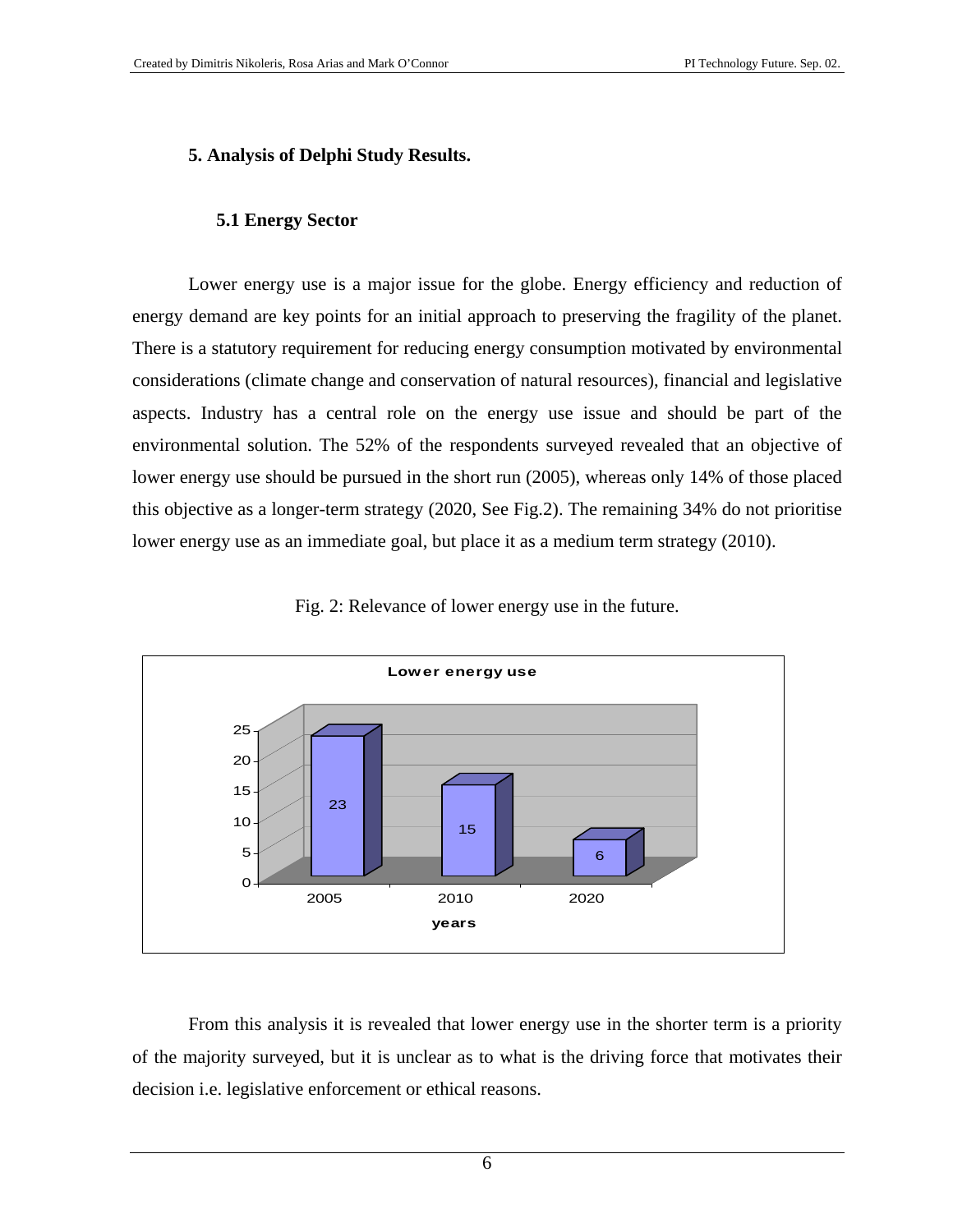## 5. Analysis of Delphi Study Results.

### 5.1 Energy Sector

Lower energy use is a major issue for the globe. Energy efficiency and reduction of energy demand are key points for an initial approach to preserving the fragility of the planet. There is a statutory requirement for reducing energy consumption motivated by environmental considerations (climate change and conservation of natural resources), financial and legislative aspects. Industry has a central role on the energy use issue and should be part of the environmental solution. The 52% of the respondents surveyed revealed that an objective of lower energy use should be pursued in the short run (2005), whereas only 14% of those placed this objective as a longer-term strategy (2020, See Fig.2). The remaining 34% do not prioritise lower energy use as an immediate goal, but place it as a medium term strategy (2010).

Fig. 2: Relevance of lower energy use in the future.

**Lower energy use**

| years | 2005 | 2010 | 2020 |
|---|---|---|---|
| Value | 23 | 15 | 6 |

From this analysis it is revealed that lower energy use in the shorter term is a priority of the majority surveyed, but it is unclear as to what is the driving force that motivates their decision i.e. legislative enforcement or ethical reasons.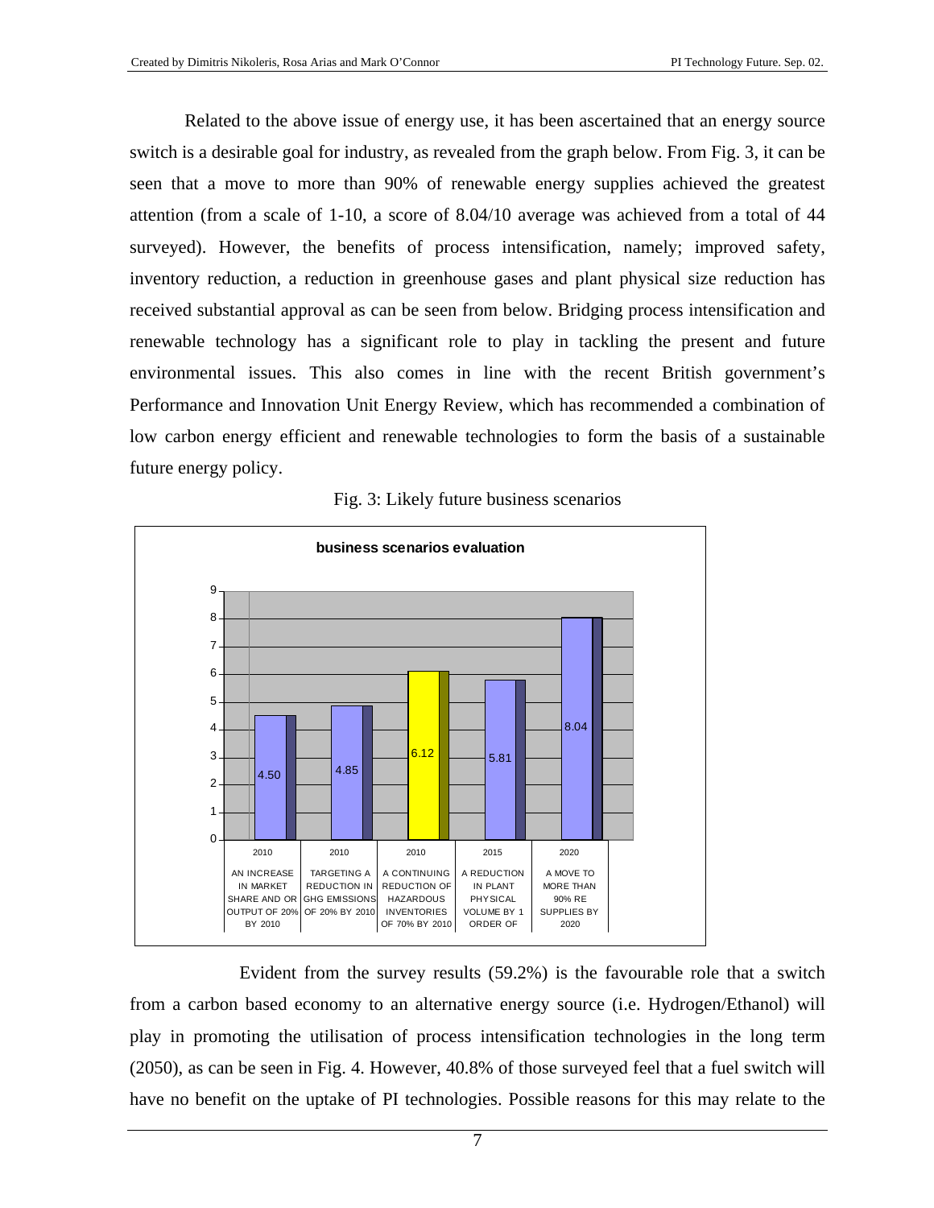Related to the above issue of energy use, it has been ascertained that an energy source switch is a desirable goal for industry, as revealed from the graph below. From Fig. 3, it can be seen that a move to more than 90% of renewable energy supplies achieved the greatest attention (from a scale of 1-10, a score of 8.04/10 average was achieved from a total of 44 surveyed). However, the benefits of process intensification, namely; improved safety, inventory reduction, a reduction in greenhouse gases and plant physical size reduction has received substantial approval as can be seen from below. Bridging process intensification and renewable technology has a significant role to play in tackling the present and future environmental issues. This also comes in line with the recent British government's Performance and Innovation Unit Energy Review, which has recommended a combination of low carbon energy efficient and renewable technologies to form the basis of a sustainable future energy policy.

Fig. 3: Likely future business scenarios

**business scenarios evaluation**

| Year | Scenario | Score |
| --- | --- | --- |
| 2010 | AN INCREASE IN MARKET SHARE AND OR OUTPUT OF 20% BY 2010 | 4.50 |
| 2010 | TARGETING A REDUCTION IN GHG EMISSIONS OF 20% BY 2010 | 4.85 |
| 2010 | A CONTINUING REDUCTION OF HAZARDOUS INVENTORIES OF 70% BY 2010 | 6.12 |
| 2015 | A REDUCTION IN PLANT PHYSICAL VOLUME BY 1 ORDER OF | 5.81 |
| 2020 | A MOVE TO MORE THAN 90% RE SUPPLIES BY 2020 | 8.04 |

Evident from the survey results (59.2%) is the favourable role that a switch from a carbon based economy to an alternative energy source (i.e. Hydrogen/Ethanol) will play in promoting the utilisation of process intensification technologies in the long term (2050), as can be seen in Fig. 4. However, 40.8% of those surveyed feel that a fuel switch will have no benefit on the uptake of PI technologies. Possible reasons for this may relate to the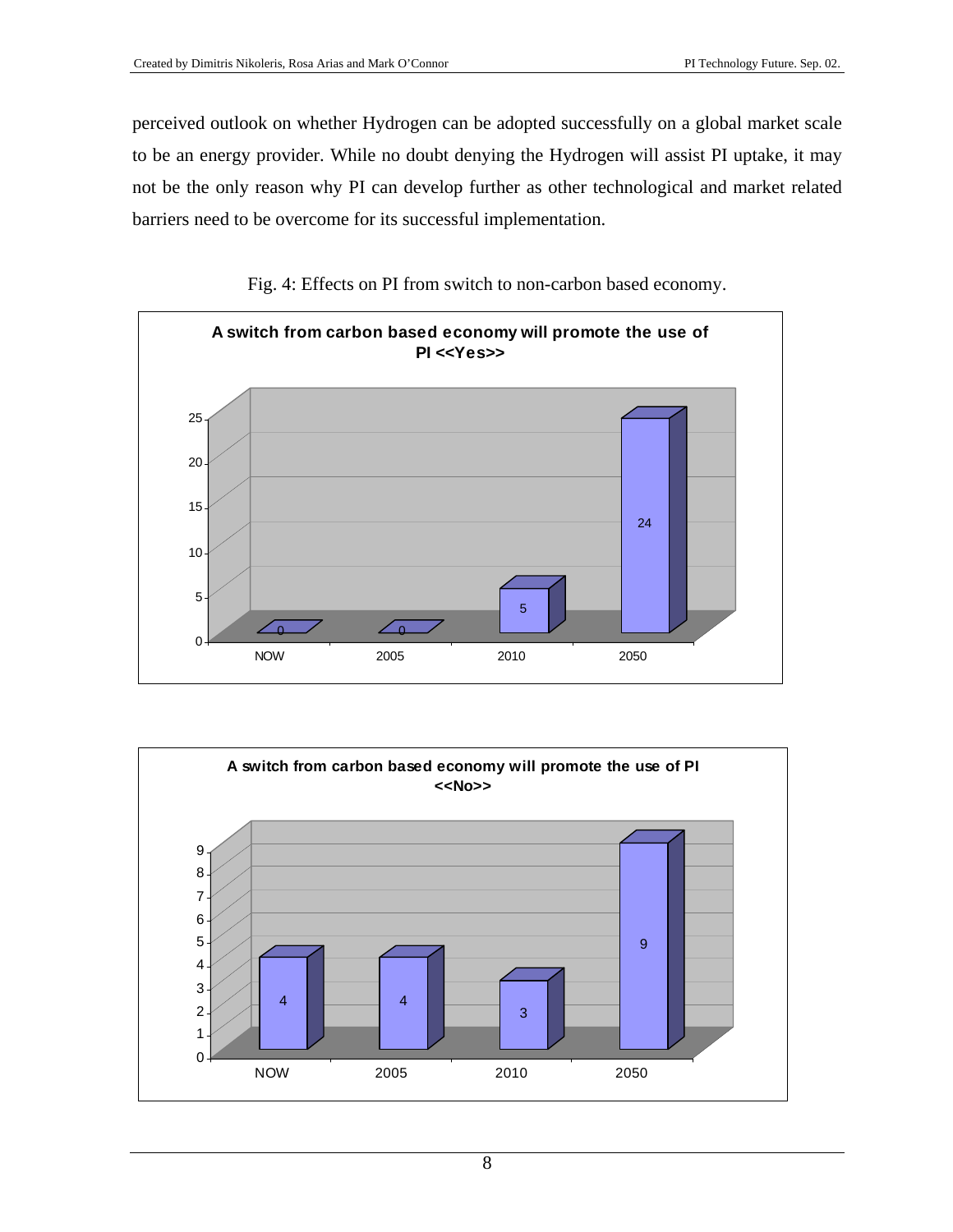perceived outlook on whether Hydrogen can be adopted successfully on a global market scale to be an energy provider. While no doubt denying the Hydrogen will assist PI uptake, it may not be the only reason why PI can develop further as other technological and market related barriers need to be overcome for its successful implementation.

Fig. 4: Effects on PI from switch to non-carbon based economy.

**A switch from carbon based economy will promote the use of PI <<Yes>>**

| | NOW | 2005 | 2010 | 2050 |
|---|---|---|---|---|
| Yes | 0 | 0 | 5 | 24 |

**A switch from carbon based economy will promote the use of PI <<No>>**

| | NOW | 2005 | 2010 | 2050 |
|---|---|---|---|---|
| No | 4 | 4 | 3 | 9 |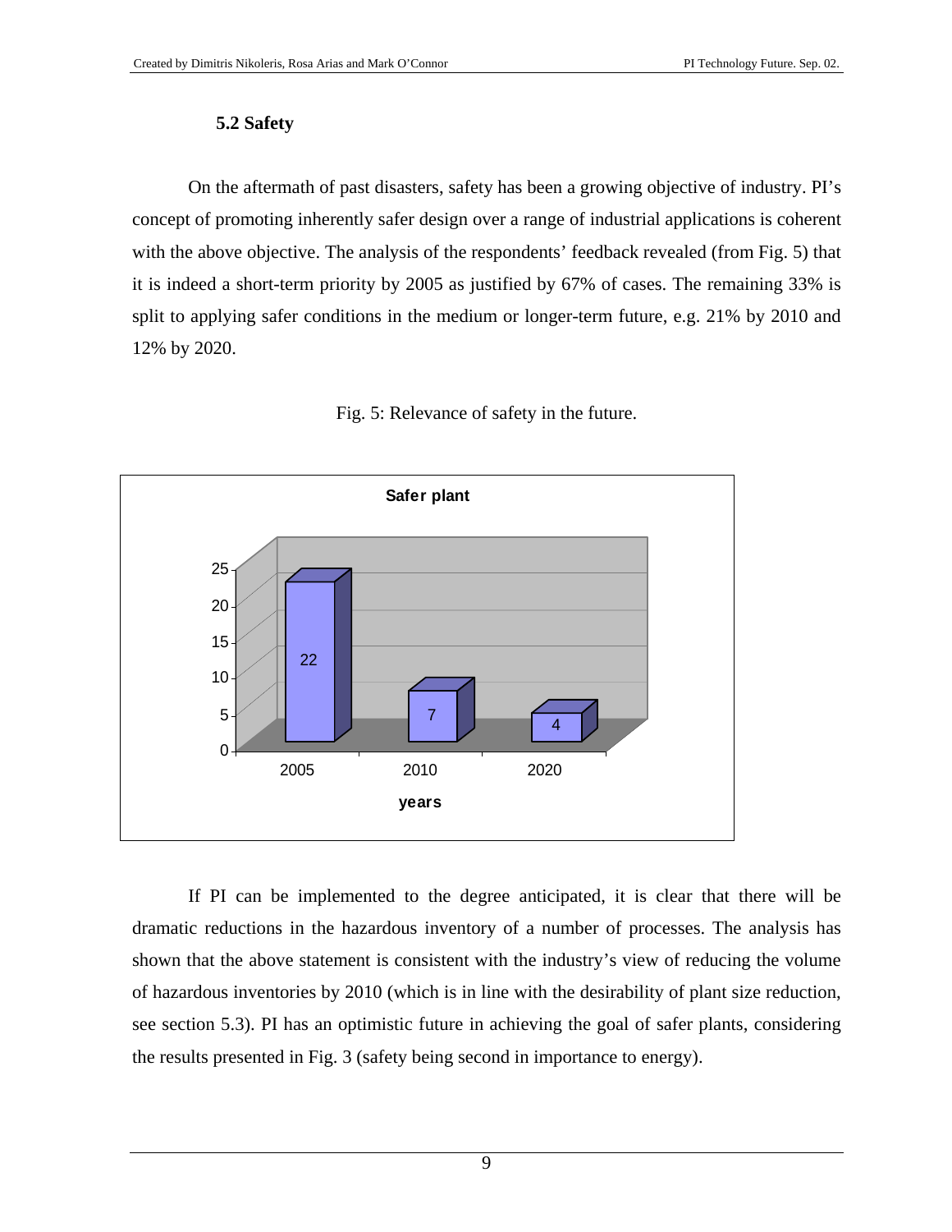### 5.2 Safety

On the aftermath of past disasters, safety has been a growing objective of industry. PI's concept of promoting inherently safer design over a range of industrial applications is coherent with the above objective. The analysis of the respondents' feedback revealed (from Fig. 5) that it is indeed a short-term priority by 2005 as justified by 67% of cases. The remaining 33% is split to applying safer conditions in the medium or longer-term future, e.g. 21% by 2010 and 12% by 2020.

Fig. 5: Relevance of safety in the future.

**Safer plant**

| years | Value |
|---|---|
| 2005 | 22 |
| 2010 | 7 |
| 2020 | 4 |

If PI can be implemented to the degree anticipated, it is clear that there will be dramatic reductions in the hazardous inventory of a number of processes. The analysis has shown that the above statement is consistent with the industry's view of reducing the volume of hazardous inventories by 2010 (which is in line with the desirability of plant size reduction, see section 5.3). PI has an optimistic future in achieving the goal of safer plants, considering the results presented in Fig. 3 (safety being second in importance to energy).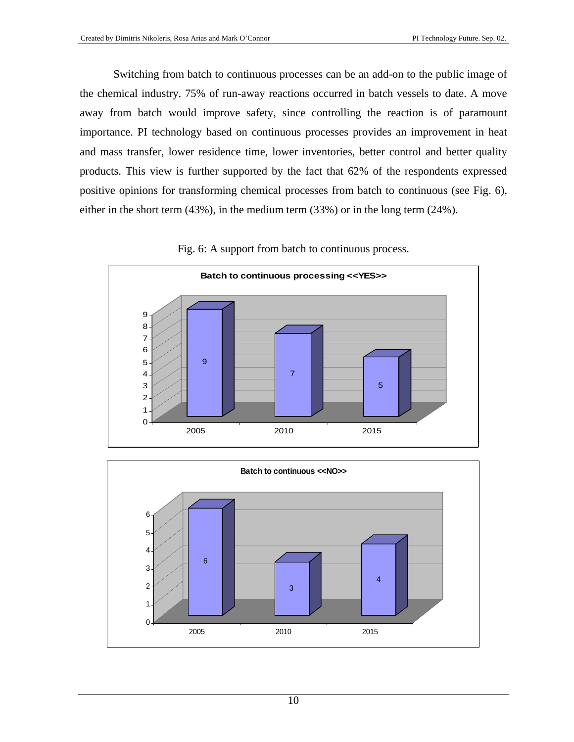Switching from batch to continuous processes can be an add-on to the public image of the chemical industry. 75% of run-away reactions occurred in batch vessels to date. A move away from batch would improve safety, since controlling the reaction is of paramount importance. PI technology based on continuous processes provides an improvement in heat and mass transfer, lower residence time, lower inventories, better control and better quality products. This view is further supported by the fact that 62% of the respondents expressed positive opinions for transforming chemical processes from batch to continuous (see Fig. 6), either in the short term (43%), in the medium term (33%) or in the long term (24%).

Fig. 6: A support from batch to continuous process.

**Batch to continuous processing <<YES>>**

| Year | Value |
|---|---|
| 2005 | 9 |
| 2010 | 7 |
| 2015 | 5 |

**Batch to continuous <<NO>>**

| Year | Value |
|---|---|
| 2005 | 6 |
| 2010 | 3 |
| 2015 | 4 |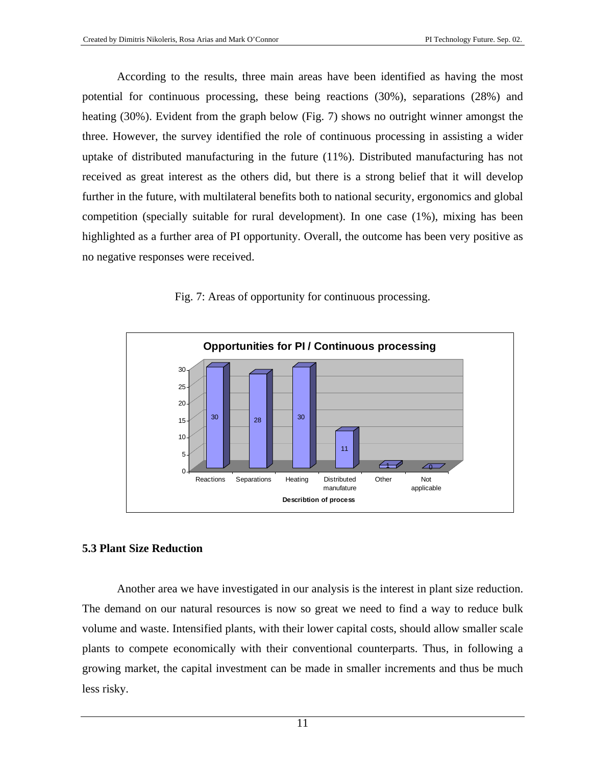According to the results, three main areas have been identified as having the most potential for continuous processing, these being reactions (30%), separations (28%) and heating (30%). Evident from the graph below (Fig. 7) shows no outright winner amongst the three. However, the survey identified the role of continuous processing in assisting a wider uptake of distributed manufacturing in the future (11%). Distributed manufacturing has not received as great interest as the others did, but there is a strong belief that it will develop further in the future, with multilateral benefits both to national security, ergonomics and global competition (specially suitable for rural development). In one case (1%), mixing has been highlighted as a further area of PI opportunity. Overall, the outcome has been very positive as no negative responses were received.

Fig. 7: Areas of opportunity for continuous processing.

**Opportunities for PI / Continuous processing**

| Describtion of process | Reactions | Separations | Heating | Distributed manufature | Other | Not applicable |
|---|---|---|---|---|---|---|
| Responses | 30 | 28 | 30 | 11 | 1 | 0 |

### 5.3 Plant Size Reduction

Another area we have investigated in our analysis is the interest in plant size reduction. The demand on our natural resources is now so great we need to find a way to reduce bulk volume and waste. Intensified plants, with their lower capital costs, should allow smaller scale plants to compete economically with their conventional counterparts. Thus, in following a growing market, the capital investment can be made in smaller increments and thus be much less risky.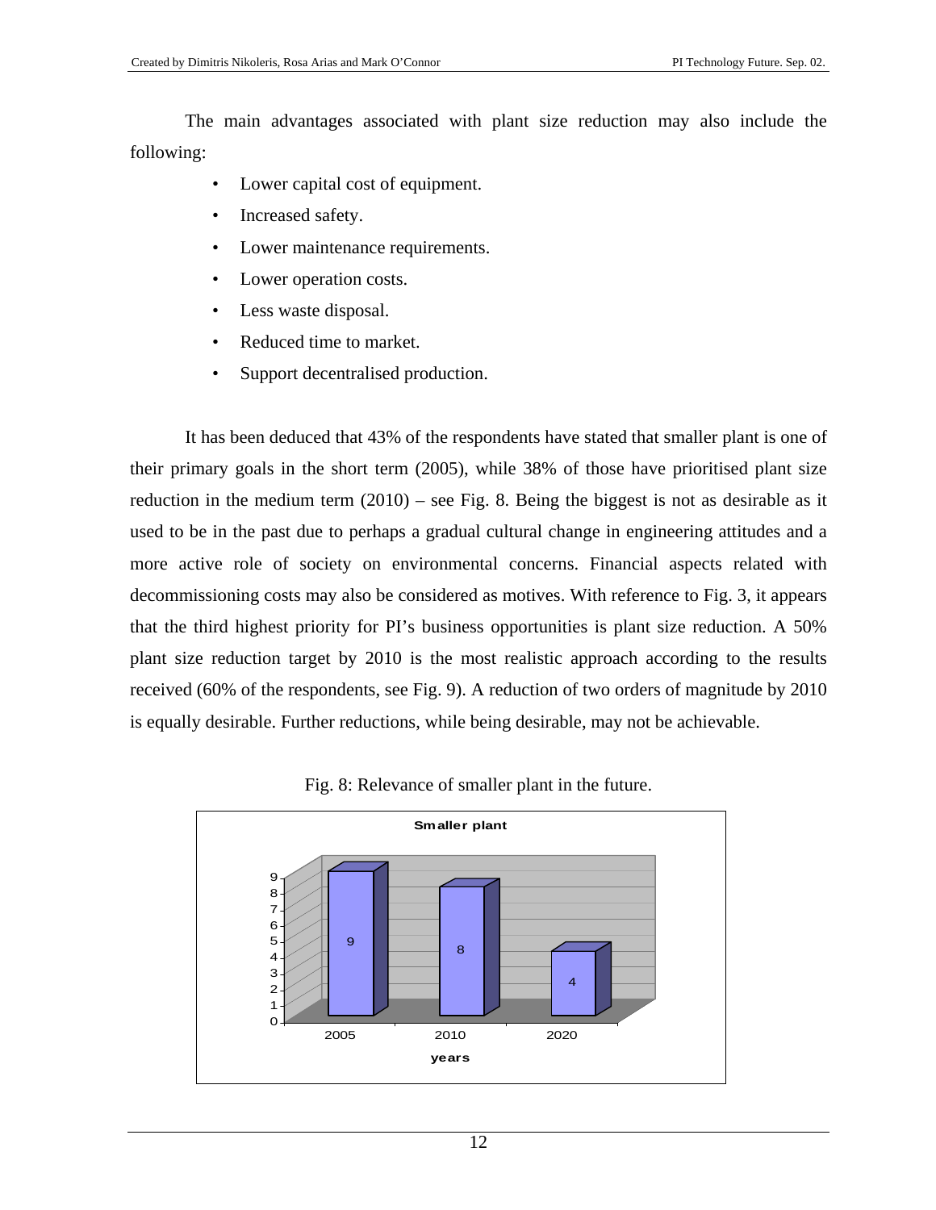The main advantages associated with plant size reduction may also include the following:

- Lower capital cost of equipment.
- Increased safety.
- Lower maintenance requirements.
- Lower operation costs.
- Less waste disposal.
- Reduced time to market.
- Support decentralised production.

It has been deduced that 43% of the respondents have stated that smaller plant is one of their primary goals in the short term (2005), while 38% of those have prioritised plant size reduction in the medium term (2010) – see Fig. 8. Being the biggest is not as desirable as it used to be in the past due to perhaps a gradual cultural change in engineering attitudes and a more active role of society on environmental concerns. Financial aspects related with decommissioning costs may also be considered as motives. With reference to Fig. 3, it appears that the third highest priority for PI's business opportunities is plant size reduction. A 50% plant size reduction target by 2010 is the most realistic approach according to the results received (60% of the respondents, see Fig. 9). A reduction of two orders of magnitude by 2010 is equally desirable. Further reductions, while being desirable, may not be achievable.

Fig. 8: Relevance of smaller plant in the future.

**Smaller plant**

| years | Value |
|---|---|
| 2005 | 9 |
| 2010 | 8 |
| 2020 | 4 |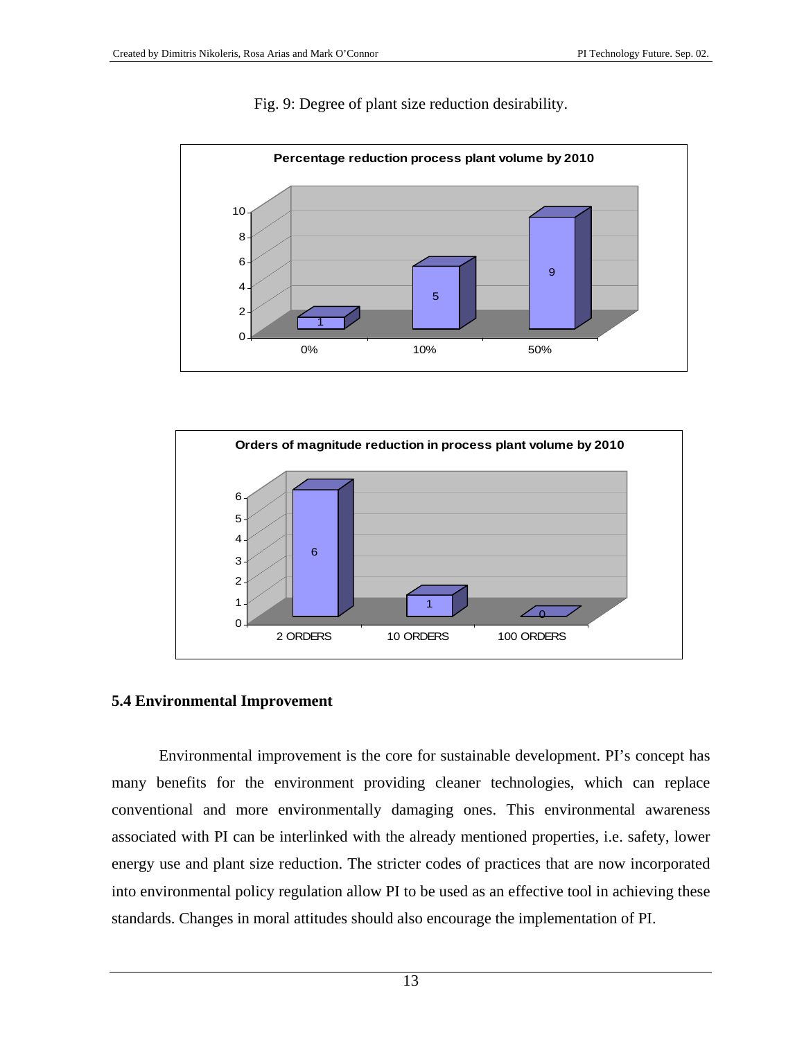Fig. 9: Degree of plant size reduction desirability.

**Percentage reduction process plant volume by 2010**

| | 0% | 10% | 50% |
|---|---|---|---|
| Responses | 1 | 5 | 9 |

**Orders of magnitude reduction in process plant volume by 2010**

| | 2 ORDERS | 10 ORDERS | 100 ORDERS |
|---|---|---|---|
| Responses | 6 | 1 | 0 |

### 5.4 Environmental Improvement

Environmental improvement is the core for sustainable development. PI's concept has many benefits for the environment providing cleaner technologies, which can replace conventional and more environmentally damaging ones. This environmental awareness associated with PI can be interlinked with the already mentioned properties, i.e. safety, lower energy use and plant size reduction. The stricter codes of practices that are now incorporated into environmental policy regulation allow PI to be used as an effective tool in achieving these standards. Changes in moral attitudes should also encourage the implementation of PI.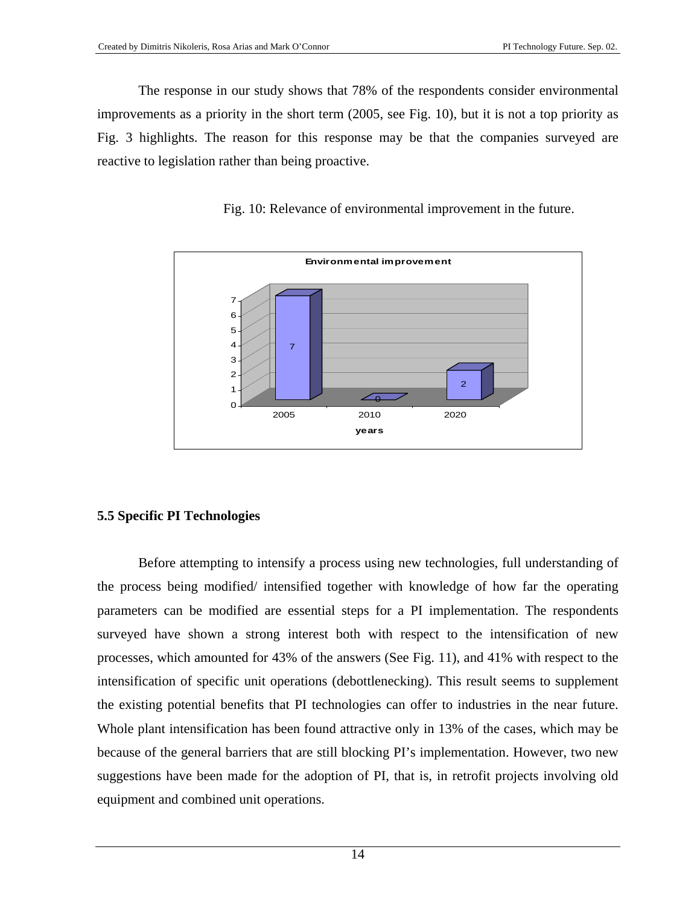The response in our study shows that 78% of the respondents consider environmental improvements as a priority in the short term (2005, see Fig. 10), but it is not a top priority as Fig. 3 highlights. The reason for this response may be that the companies surveyed are reactive to legislation rather than being proactive.

Fig. 10: Relevance of environmental improvement in the future.

**Environmental improvement**

| years | Value |
| --- | --- |
| 2005 | 7 |
| 2010 | 0 |
| 2020 | 2 |

### 5.5 Specific PI Technologies

Before attempting to intensify a process using new technologies, full understanding of the process being modified/ intensified together with knowledge of how far the operating parameters can be modified are essential steps for a PI implementation. The respondents surveyed have shown a strong interest both with respect to the intensification of new processes, which amounted for 43% of the answers (See Fig. 11), and 41% with respect to the intensification of specific unit operations (debottlenecking). This result seems to supplement the existing potential benefits that PI technologies can offer to industries in the near future. Whole plant intensification has been found attractive only in 13% of the cases, which may be because of the general barriers that are still blocking PI's implementation. However, two new suggestions have been made for the adoption of PI, that is, in retrofit projects involving old equipment and combined unit operations.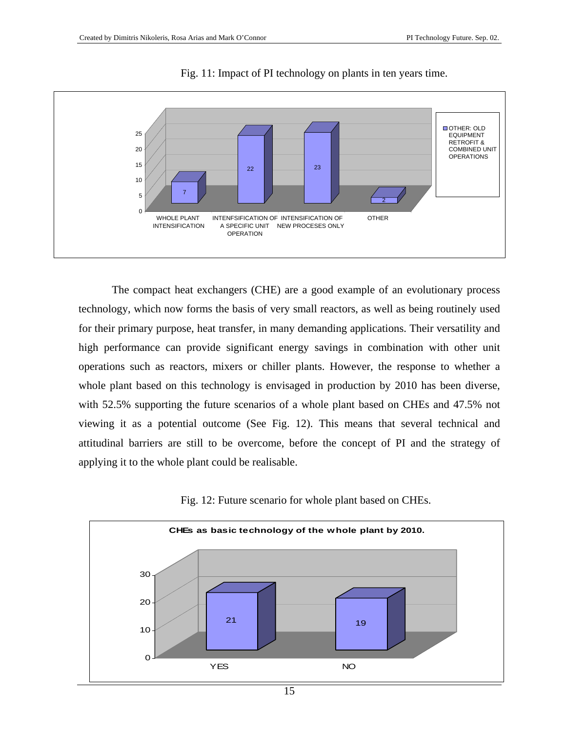Fig. 11: Impact of PI technology on plants in ten years time.

| Category | Value |
|---|---|
| WHOLE PLANT INTENSIFICATION | 7 |
| INTENFSIFICATION OF A SPECIFIC UNIT OPERATION | 22 |
| INTENSIFICATION OF NEW PROCESES ONLY | 23 |
| OTHER | 2 |

OTHER: OLD EQUIPMENT RETROFIT & COMBINED UNIT OPERATIONS

The compact heat exchangers (CHE) are a good example of an evolutionary process technology, which now forms the basis of very small reactors, as well as being routinely used for their primary purpose, heat transfer, in many demanding applications. Their versatility and high performance can provide significant energy savings in combination with other unit operations such as reactors, mixers or chiller plants. However, the response to whether a whole plant based on this technology is envisaged in production by 2010 has been diverse, with 52.5% supporting the future scenarios of a whole plant based on CHEs and 47.5% not viewing it as a potential outcome (See Fig. 12). This means that several technical and attitudinal barriers are still to be overcome, before the concept of PI and the strategy of applying it to the whole plant could be realisable.

Fig. 12: Future scenario for whole plant based on CHEs.

**CHEs as basic technology of the whole plant by 2010.**

| Response | Value |
|---|---|
| YES | 21 |
| NO | 19 |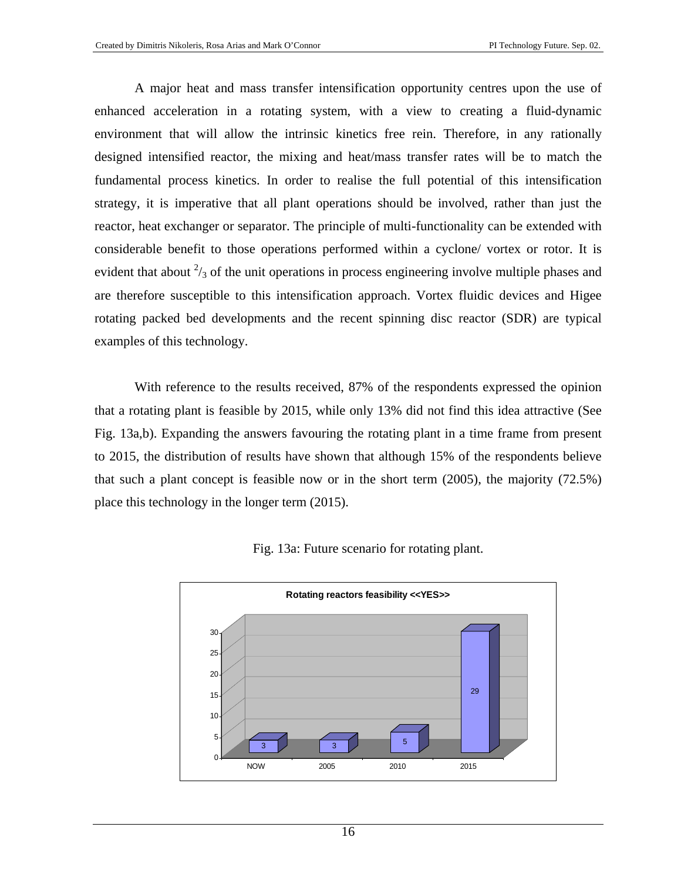A major heat and mass transfer intensification opportunity centres upon the use of enhanced acceleration in a rotating system, with a view to creating a fluid-dynamic environment that will allow the intrinsic kinetics free rein. Therefore, in any rationally designed intensified reactor, the mixing and heat/mass transfer rates will be to match the fundamental process kinetics. In order to realise the full potential of this intensification strategy, it is imperative that all plant operations should be involved, rather than just the reactor, heat exchanger or separator. The principle of multi-functionality can be extended with considerable benefit to those operations performed within a cyclone/ vortex or rotor. It is evident that about $^{2}/_{3}$ of the unit operations in process engineering involve multiple phases and are therefore susceptible to this intensification approach. Vortex fluidic devices and Higee rotating packed bed developments and the recent spinning disc reactor (SDR) are typical examples of this technology.

With reference to the results received, 87% of the respondents expressed the opinion that a rotating plant is feasible by 2015, while only 13% did not find this idea attractive (See Fig. 13a,b). Expanding the answers favouring the rotating plant in a time frame from present to 2015, the distribution of results have shown that although 15% of the respondents believe that such a plant concept is feasible now or in the short term (2005), the majority (72.5%) place this technology in the longer term (2015).

Fig. 13a: Future scenario for rotating plant.

**Rotating reactors feasibility <<YES>>**

| NOW | 2005 | 2010 | 2015 |
|---|---|---|---|
| 3 | 3 | 5 | 29 |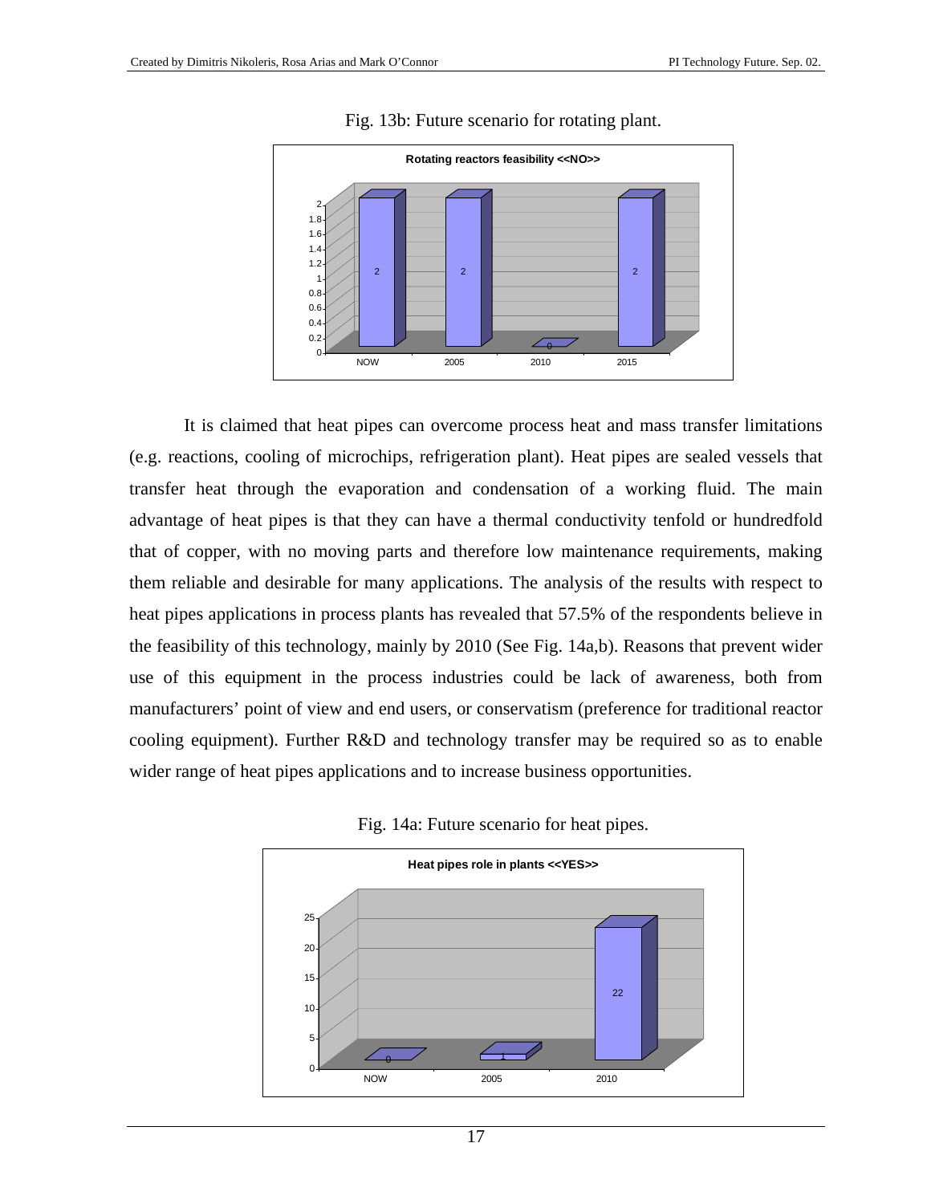Fig. 13b: Future scenario for rotating plant.

It is claimed that heat pipes can overcome process heat and mass transfer limitations (e.g. reactions, cooling of microchips, refrigeration plant). Heat pipes are sealed vessels that transfer heat through the evaporation and condensation of a working fluid. The main advantage of heat pipes is that they can have a thermal conductivity tenfold or hundredfold that of copper, with no moving parts and therefore low maintenance requirements, making them reliable and desirable for many applications. The analysis of the results with respect to heat pipes applications in process plants has revealed that 57.5% of the respondents believe in the feasibility of this technology, mainly by 2010 (See Fig. 14a,b). Reasons that prevent wider use of this equipment in the process industries could be lack of awareness, both from manufacturers' point of view and end users, or conservatism (preference for traditional reactor cooling equipment). Further R&D and technology transfer may be required so as to enable wider range of heat pipes applications and to increase business opportunities.

Fig. 14a: Future scenario for heat pipes.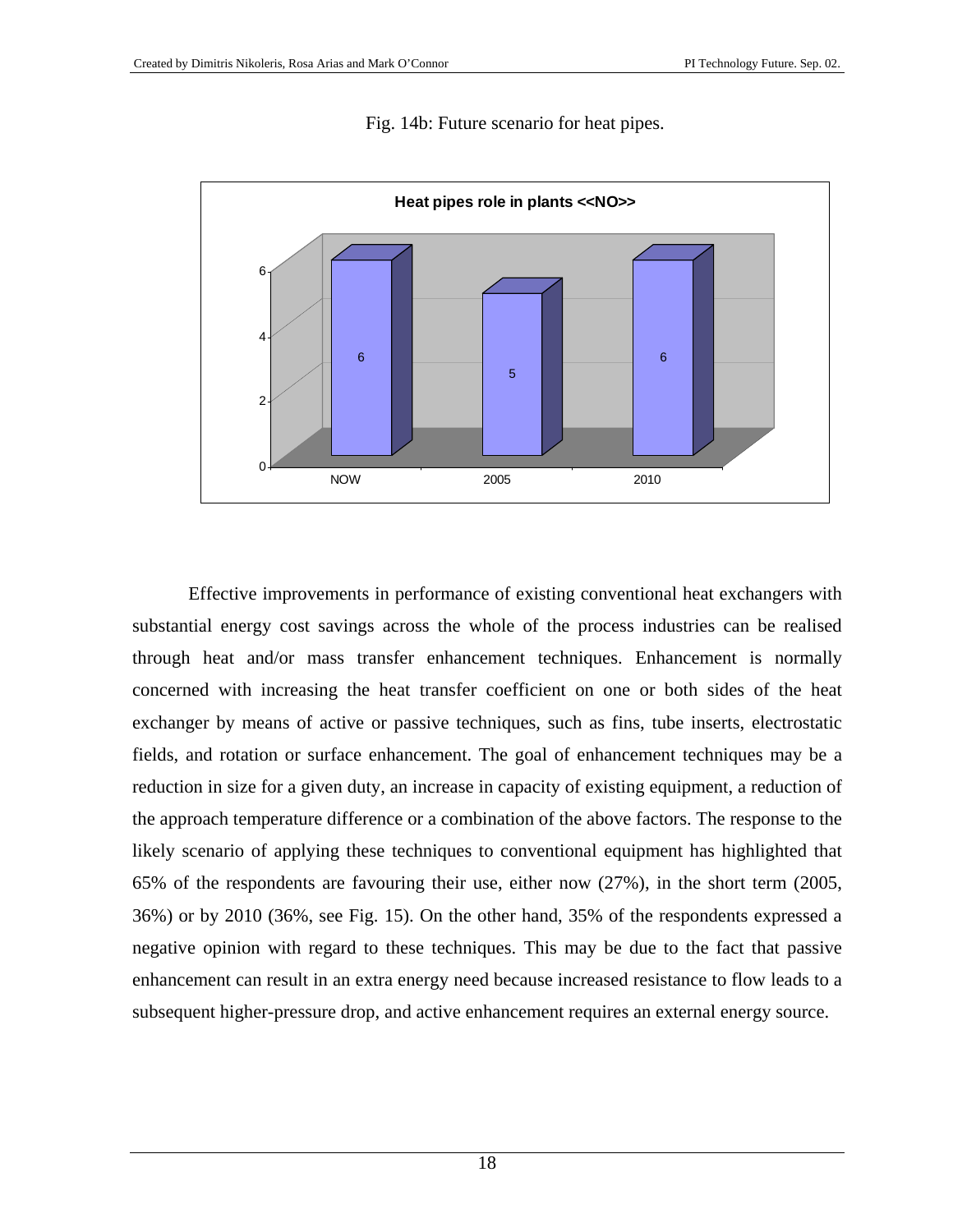Fig. 14b: Future scenario for heat pipes.

| Heat pipes role in plants <<NO>> | NOW | 2005 | 2010 |
|---|---|---|---|
| | 6 | 5 | 6 |

Effective improvements in performance of existing conventional heat exchangers with substantial energy cost savings across the whole of the process industries can be realised through heat and/or mass transfer enhancement techniques. Enhancement is normally concerned with increasing the heat transfer coefficient on one or both sides of the heat exchanger by means of active or passive techniques, such as fins, tube inserts, electrostatic fields, and rotation or surface enhancement. The goal of enhancement techniques may be a reduction in size for a given duty, an increase in capacity of existing equipment, a reduction of the approach temperature difference or a combination of the above factors. The response to the likely scenario of applying these techniques to conventional equipment has highlighted that 65% of the respondents are favouring their use, either now (27%), in the short term (2005, 36%) or by 2010 (36%, see Fig. 15). On the other hand, 35% of the respondents expressed a negative opinion with regard to these techniques. This may be due to the fact that passive enhancement can result in an extra energy need because increased resistance to flow leads to a subsequent higher-pressure drop, and active enhancement requires an external energy source.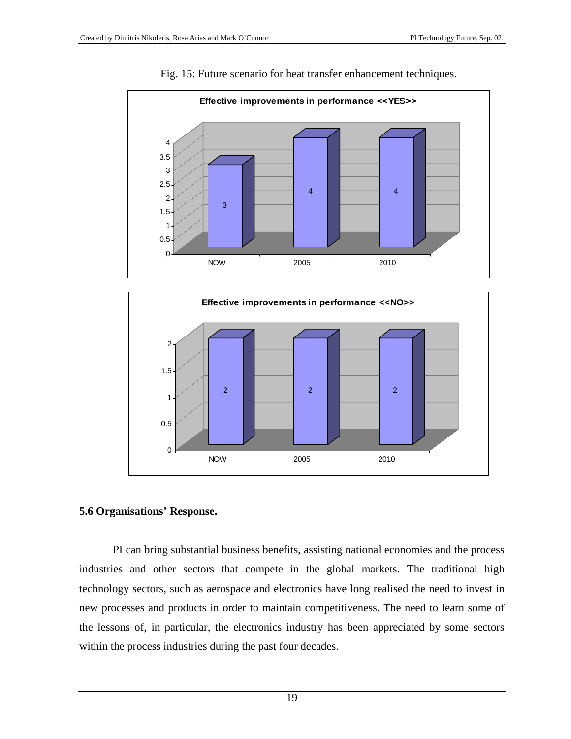Fig. 15: Future scenario for heat transfer enhancement techniques.

**Effective improvements in performance <<YES>>**

| | NOW | 2005 | 2010 |
|---|---|---|---|
| Value | 3 | 4 | 4 |

**Effective improvements in performance <<NO>>**

| | NOW | 2005 | 2010 |
|---|---|---|---|
| Value | 2 | 2 | 2 |

### 5.6 Organisations' Response.

PI can bring substantial business benefits, assisting national economies and the process industries and other sectors that compete in the global markets. The traditional high technology sectors, such as aerospace and electronics have long realised the need to invest in new processes and products in order to maintain competitiveness. The need to learn some of the lessons of, in particular, the electronics industry has been appreciated by some sectors within the process industries during the past four decades.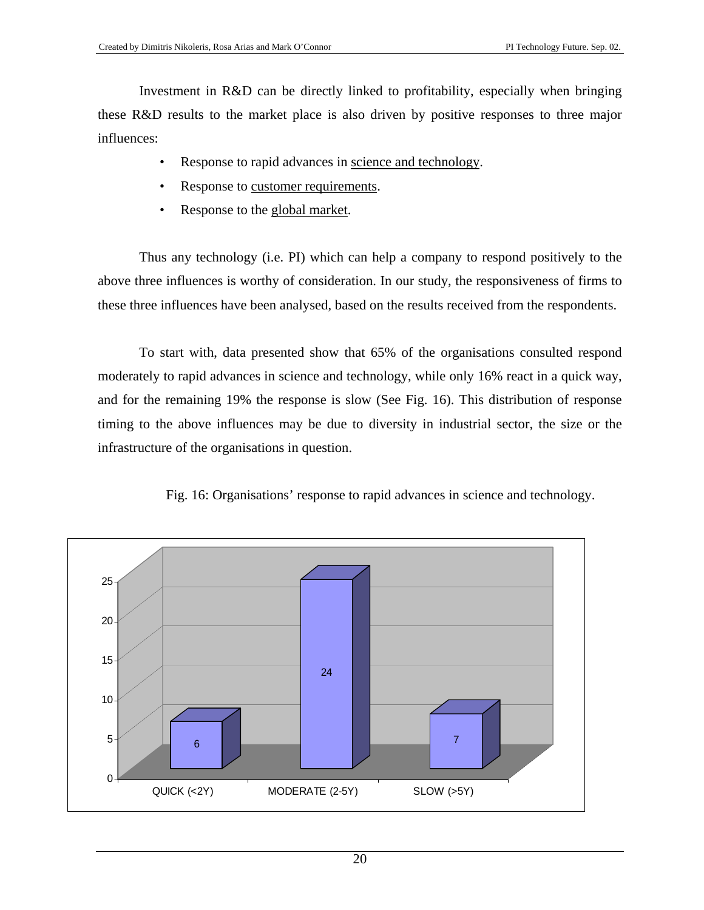Investment in R&D can be directly linked to profitability, especially when bringing these R&D results to the market place is also driven by positive responses to three major influences:

- Response to rapid advances in <u>science and technology</u>.
- Response to <u>customer requirements</u>.
- Response to the <u>global market</u>.

Thus any technology (i.e. PI) which can help a company to respond positively to the above three influences is worthy of consideration. In our study, the responsiveness of firms to these three influences have been analysed, based on the results received from the respondents.

To start with, data presented show that 65% of the organisations consulted respond moderately to rapid advances in science and technology, while only 16% react in a quick way, and for the remaining 19% the response is slow (See Fig. 16). This distribution of response timing to the above influences may be due to diversity in industrial sector, the size or the infrastructure of the organisations in question.

Fig. 16: Organisations' response to rapid advances in science and technology.

| Response | Number of organisations |
|---|---|
| QUICK (<2Y) | 6 |
| MODERATE (2-5Y) | 24 |
| SLOW (>5Y) | 7 |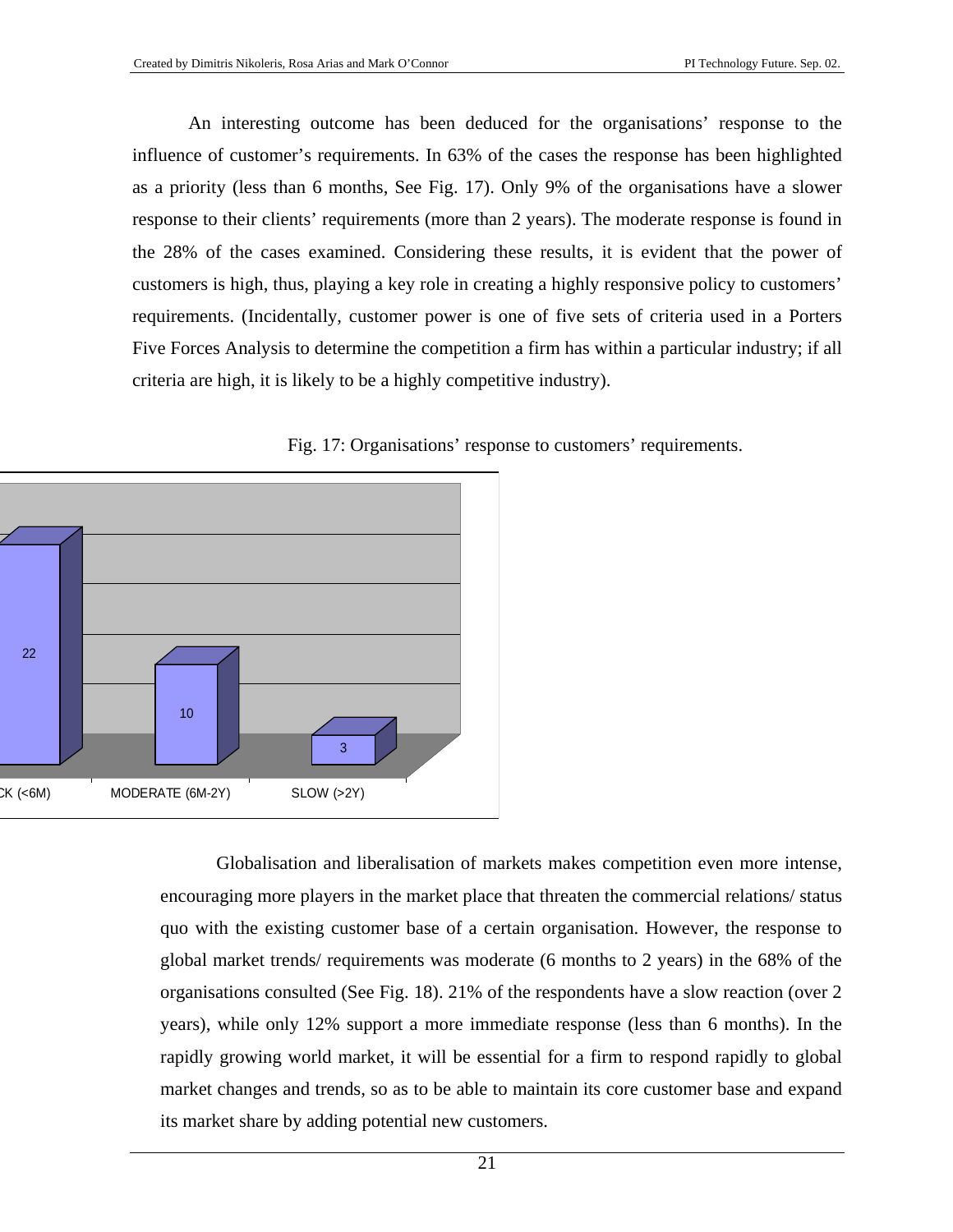An interesting outcome has been deduced for the organisations' response to the influence of customer's requirements. In 63% of the cases the response has been highlighted as a priority (less than 6 months, See Fig. 17). Only 9% of the organisations have a slower response to their clients' requirements (more than 2 years). The moderate response is found in the 28% of the cases examined. Considering these results, it is evident that the power of customers is high, thus, playing a key role in creating a highly responsive policy to customers' requirements. (Incidentally, customer power is one of five sets of criteria used in a Porters Five Forces Analysis to determine the competition a firm has within a particular industry; if all criteria are high, it is likely to be a highly competitive industry).

Fig. 17: Organisations' response to customers' requirements.

| CK (<6M) | MODERATE (6M-2Y) | SLOW (>2Y) |
|---|---|---|
| 22 | 10 | 3 |

Globalisation and liberalisation of markets makes competition even more intense, encouraging more players in the market place that threaten the commercial relations/ status quo with the existing customer base of a certain organisation. However, the response to global market trends/ requirements was moderate (6 months to 2 years) in the 68% of the organisations consulted (See Fig. 18). 21% of the respondents have a slow reaction (over 2 years), while only 12% support a more immediate response (less than 6 months). In the rapidly growing world market, it will be essential for a firm to respond rapidly to global market changes and trends, so as to be able to maintain its core customer base and expand its market share by adding potential new customers.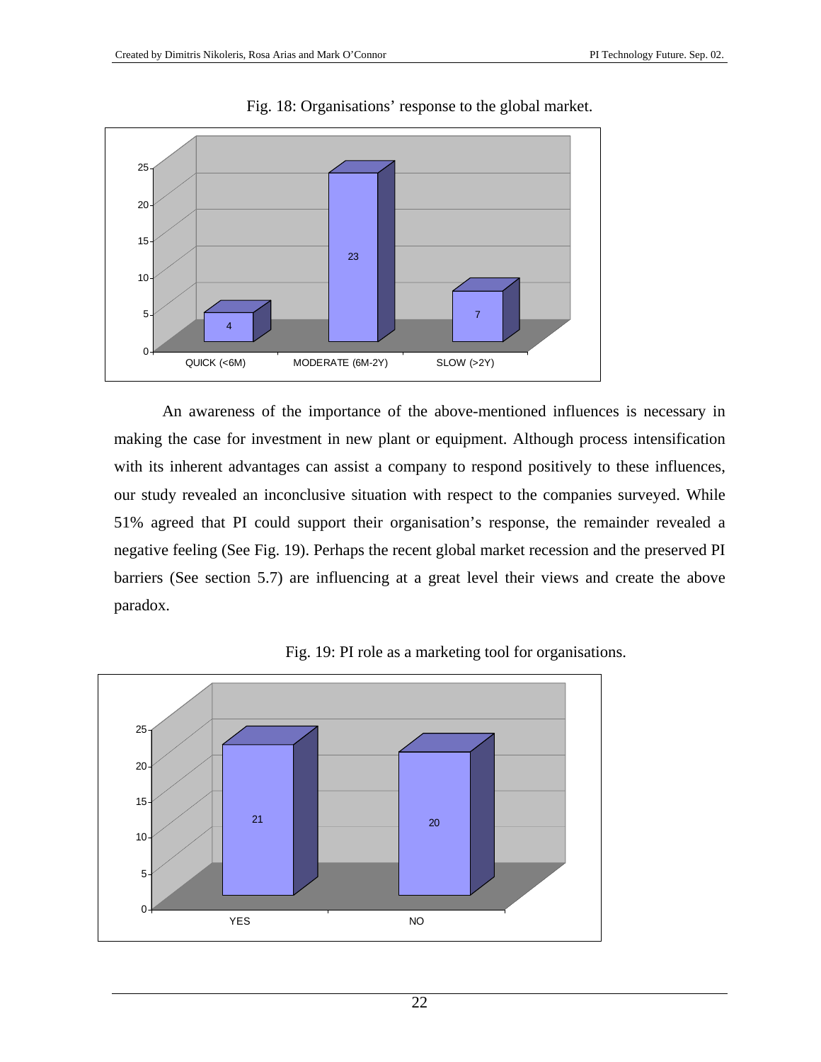Fig. 18: Organisations' response to the global market.

| QUICK (<6M) | MODERATE (6M-2Y) | SLOW (>2Y) |
|---|---|---|
| 4 | 23 | 7 |

An awareness of the importance of the above-mentioned influences is necessary in making the case for investment in new plant or equipment. Although process intensification with its inherent advantages can assist a company to respond positively to these influences, our study revealed an inconclusive situation with respect to the companies surveyed. While 51% agreed that PI could support their organisation's response, the remainder revealed a negative feeling (See Fig. 19). Perhaps the recent global market recession and the preserved PI barriers (See section 5.7) are influencing at a great level their views and create the above paradox.

Fig. 19: PI role as a marketing tool for organisations.

| YES | NO |
|---|---|
| 21 | 20 |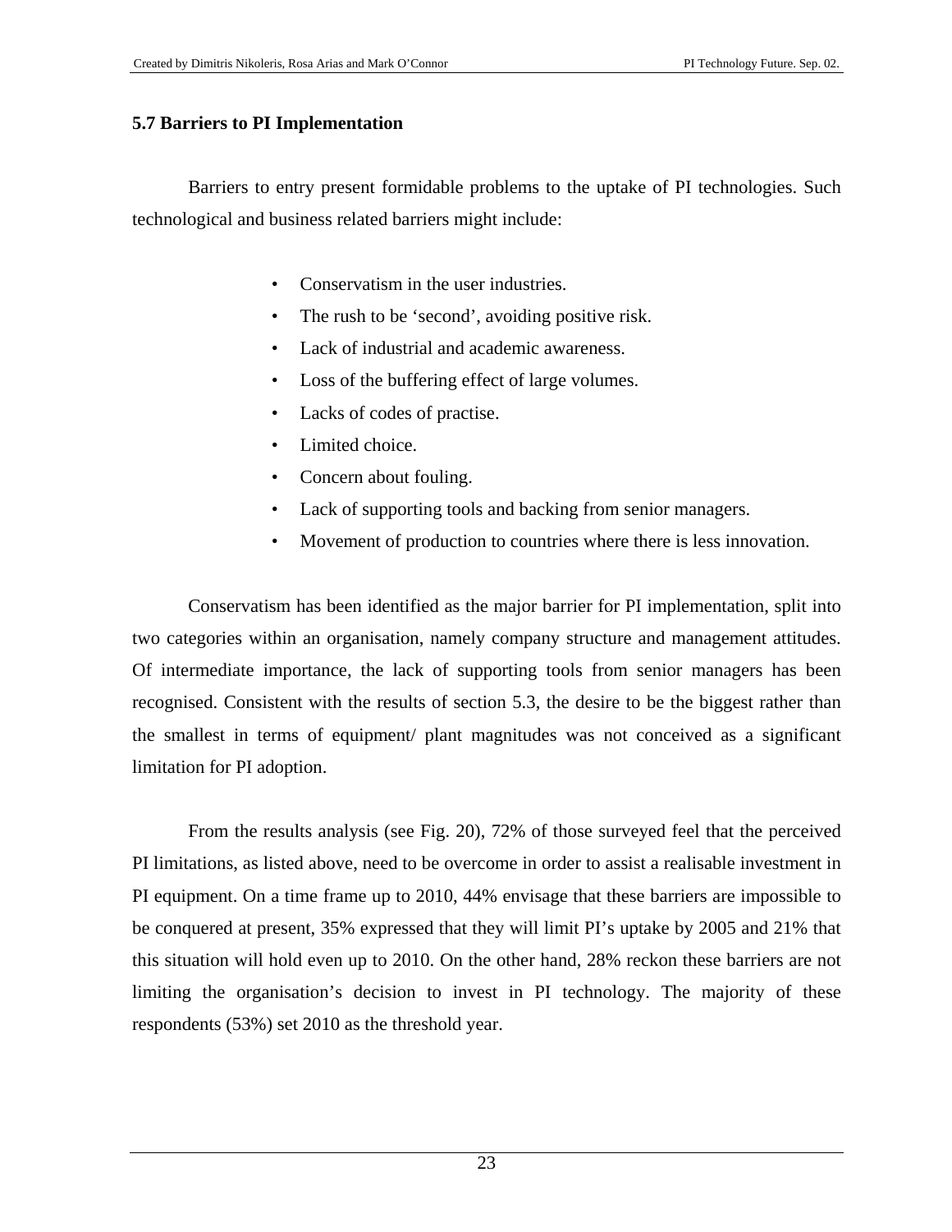### 5.7 Barriers to PI Implementation

Barriers to entry present formidable problems to the uptake of PI technologies. Such technological and business related barriers might include:

- Conservatism in the user industries.
- The rush to be 'second', avoiding positive risk.
- Lack of industrial and academic awareness.
- Loss of the buffering effect of large volumes.
- Lacks of codes of practise.
- Limited choice.
- Concern about fouling.
- Lack of supporting tools and backing from senior managers.
- Movement of production to countries where there is less innovation.

Conservatism has been identified as the major barrier for PI implementation, split into two categories within an organisation, namely company structure and management attitudes. Of intermediate importance, the lack of supporting tools from senior managers has been recognised. Consistent with the results of section 5.3, the desire to be the biggest rather than the smallest in terms of equipment/ plant magnitudes was not conceived as a significant limitation for PI adoption.

From the results analysis (see Fig. 20), 72% of those surveyed feel that the perceived PI limitations, as listed above, need to be overcome in order to assist a realisable investment in PI equipment. On a time frame up to 2010, 44% envisage that these barriers are impossible to be conquered at present, 35% expressed that they will limit PI's uptake by 2005 and 21% that this situation will hold even up to 2010. On the other hand, 28% reckon these barriers are not limiting the organisation's decision to invest in PI technology. The majority of these respondents (53%) set 2010 as the threshold year.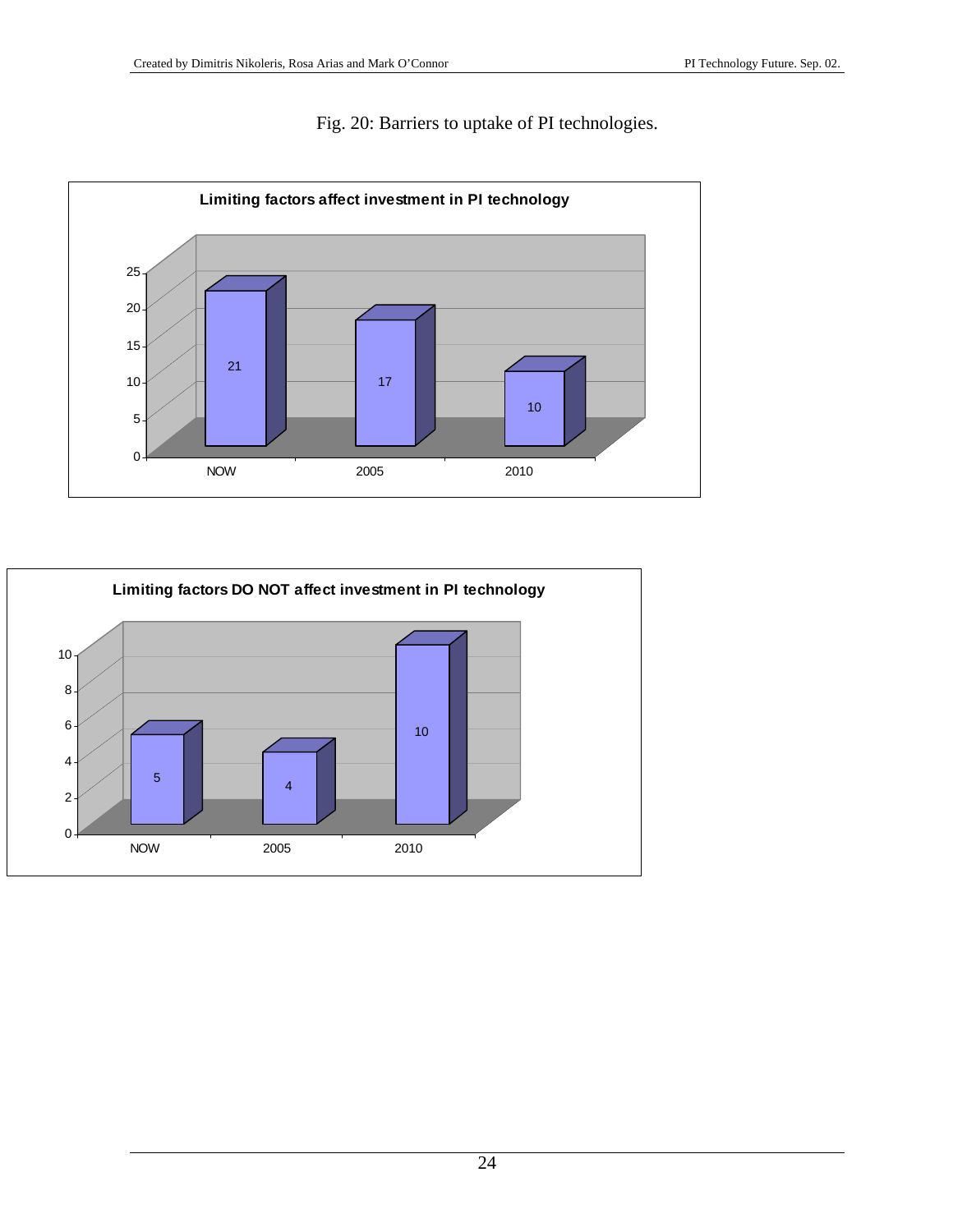Fig. 20: Barriers to uptake of PI technologies.

**Limiting factors affect investment in PI technology**

| | NOW | 2005 | 2010 |
|---|---|---|---|
| Value | 21 | 17 | 10 |

**Limiting factors DO NOT affect investment in PI technology**

| | NOW | 2005 | 2010 |
|---|---|---|---|
| Value | 5 | 4 | 10 |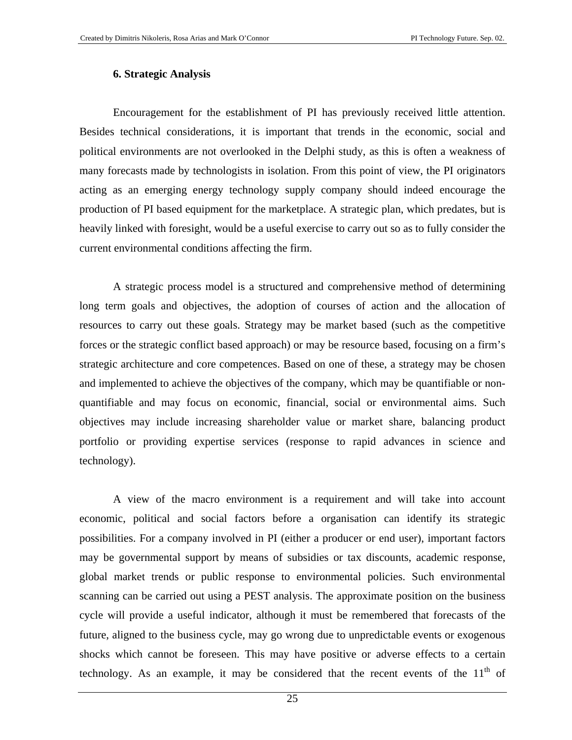### 6. Strategic Analysis

Encouragement for the establishment of PI has previously received little attention. Besides technical considerations, it is important that trends in the economic, social and political environments are not overlooked in the Delphi study, as this is often a weakness of many forecasts made by technologists in isolation. From this point of view, the PI originators acting as an emerging energy technology supply company should indeed encourage the production of PI based equipment for the marketplace. A strategic plan, which predates, but is heavily linked with foresight, would be a useful exercise to carry out so as to fully consider the current environmental conditions affecting the firm.

A strategic process model is a structured and comprehensive method of determining long term goals and objectives, the adoption of courses of action and the allocation of resources to carry out these goals. Strategy may be market based (such as the competitive forces or the strategic conflict based approach) or may be resource based, focusing on a firm's strategic architecture and core competences. Based on one of these, a strategy may be chosen and implemented to achieve the objectives of the company, which may be quantifiable or non-quantifiable and may focus on economic, financial, social or environmental aims. Such objectives may include increasing shareholder value or market share, balancing product portfolio or providing expertise services (response to rapid advances in science and technology).

A view of the macro environment is a requirement and will take into account economic, political and social factors before a organisation can identify its strategic possibilities. For a company involved in PI (either a producer or end user), important factors may be governmental support by means of subsidies or tax discounts, academic response, global market trends or public response to environmental policies. Such environmental scanning can be carried out using a PEST analysis. The approximate position on the business cycle will provide a useful indicator, although it must be remembered that forecasts of the future, aligned to the business cycle, may go wrong due to unpredictable events or exogenous shocks which cannot be foreseen. This may have positive or adverse effects to a certain technology. As an example, it may be considered that the recent events of the 11th of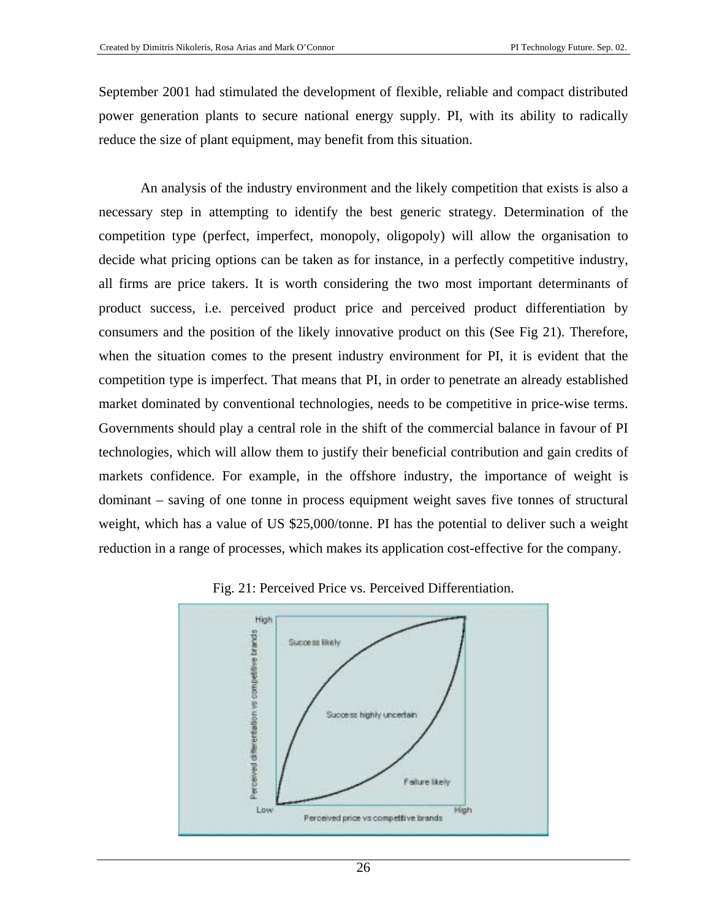September 2001 had stimulated the development of flexible, reliable and compact distributed power generation plants to secure national energy supply. PI, with its ability to radically reduce the size of plant equipment, may benefit from this situation.

An analysis of the industry environment and the likely competition that exists is also a necessary step in attempting to identify the best generic strategy. Determination of the competition type (perfect, imperfect, monopoly, oligopoly) will allow the organisation to decide what pricing options can be taken as for instance, in a perfectly competitive industry, all firms are price takers. It is worth considering the two most important determinants of product success, i.e. perceived product price and perceived product differentiation by consumers and the position of the likely innovative product on this (See Fig 21). Therefore, when the situation comes to the present industry environment for PI, it is evident that the competition type is imperfect. That means that PI, in order to penetrate an already established market dominated by conventional technologies, needs to be competitive in price-wise terms. Governments should play a central role in the shift of the commercial balance in favour of PI technologies, which will allow them to justify their beneficial contribution and gain credits of markets confidence. For example, in the offshore industry, the importance of weight is dominant – saving of one tonne in process equipment weight saves five tonnes of structural weight, which has a value of US $25,000/tonne. PI has the potential to deliver such a weight reduction in a range of processes, which makes its application cost-effective for the company.

Fig. 21: Perceived Price vs. Perceived Differentiation.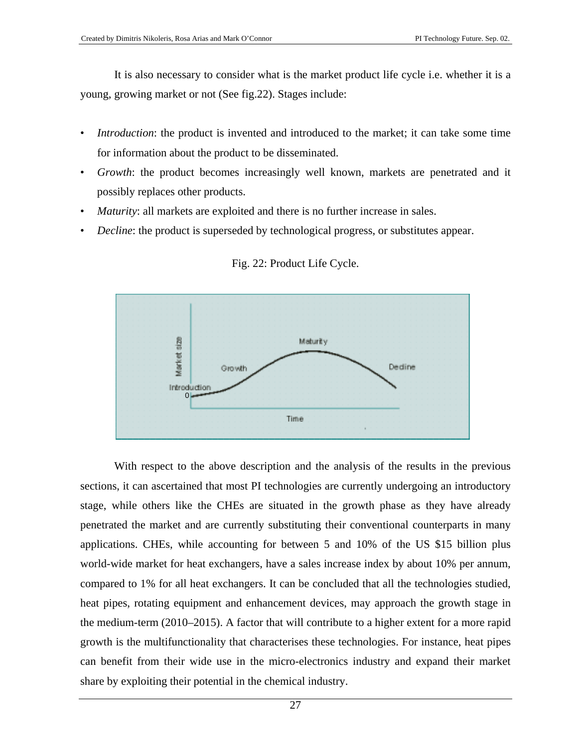It is also necessary to consider what is the market product life cycle i.e. whether it is a young, growing market or not (See fig.22). Stages include:

- *Introduction*: the product is invented and introduced to the market; it can take some time for information about the product to be disseminated.
- *Growth*: the product becomes increasingly well known, markets are penetrated and it possibly replaces other products.
- *Maturity*: all markets are exploited and there is no further increase in sales.
- *Decline*: the product is superseded by technological progress, or substitutes appear.

Fig. 22: Product Life Cycle.

With respect to the above description and the analysis of the results in the previous sections, it can ascertained that most PI technologies are currently undergoing an introductory stage, while others like the CHEs are situated in the growth phase as they have already penetrated the market and are currently substituting their conventional counterparts in many applications. CHEs, while accounting for between 5 and 10% of the US $15 billion plus world-wide market for heat exchangers, have a sales increase index by about 10% per annum, compared to 1% for all heat exchangers. It can be concluded that all the technologies studied, heat pipes, rotating equipment and enhancement devices, may approach the growth stage in the medium-term (2010–2015). A factor that will contribute to a higher extent for a more rapid growth is the multifunctionality that characterises these technologies. For instance, heat pipes can benefit from their wide use in the micro-electronics industry and expand their market share by exploiting their potential in the chemical industry.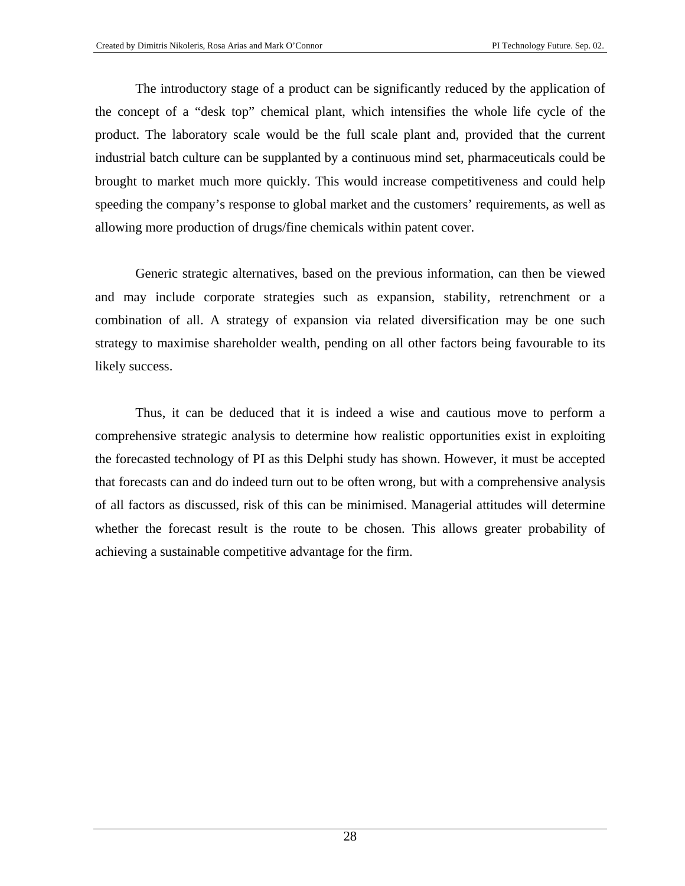The introductory stage of a product can be significantly reduced by the application of the concept of a "desk top" chemical plant, which intensifies the whole life cycle of the product. The laboratory scale would be the full scale plant and, provided that the current industrial batch culture can be supplanted by a continuous mind set, pharmaceuticals could be brought to market much more quickly. This would increase competitiveness and could help speeding the company's response to global market and the customers' requirements, as well as allowing more production of drugs/fine chemicals within patent cover.

Generic strategic alternatives, based on the previous information, can then be viewed and may include corporate strategies such as expansion, stability, retrenchment or a combination of all. A strategy of expansion via related diversification may be one such strategy to maximise shareholder wealth, pending on all other factors being favourable to its likely success.

Thus, it can be deduced that it is indeed a wise and cautious move to perform a comprehensive strategic analysis to determine how realistic opportunities exist in exploiting the forecasted technology of PI as this Delphi study has shown. However, it must be accepted that forecasts can and do indeed turn out to be often wrong, but with a comprehensive analysis of all factors as discussed, risk of this can be minimised. Managerial attitudes will determine whether the forecast result is the route to be chosen. This allows greater probability of achieving a sustainable competitive advantage for the firm.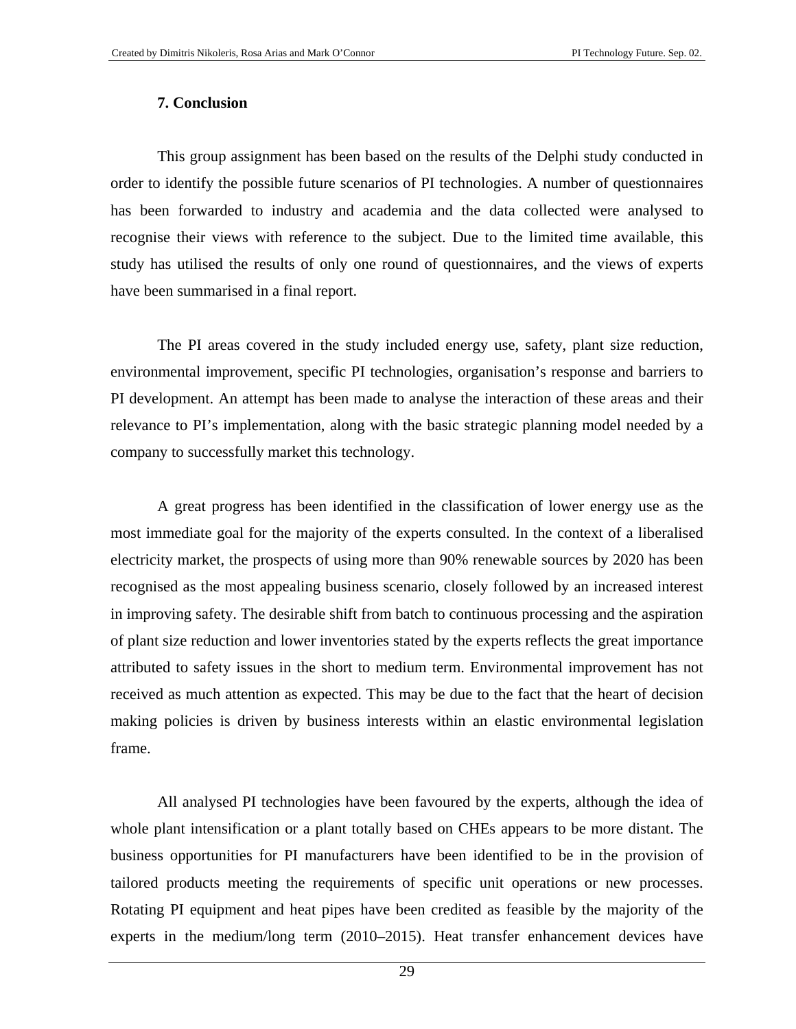## 7. Conclusion

This group assignment has been based on the results of the Delphi study conducted in order to identify the possible future scenarios of PI technologies. A number of questionnaires has been forwarded to industry and academia and the data collected were analysed to recognise their views with reference to the subject. Due to the limited time available, this study has utilised the results of only one round of questionnaires, and the views of experts have been summarised in a final report.

The PI areas covered in the study included energy use, safety, plant size reduction, environmental improvement, specific PI technologies, organisation's response and barriers to PI development. An attempt has been made to analyse the interaction of these areas and their relevance to PI's implementation, along with the basic strategic planning model needed by a company to successfully market this technology.

A great progress has been identified in the classification of lower energy use as the most immediate goal for the majority of the experts consulted. In the context of a liberalised electricity market, the prospects of using more than 90% renewable sources by 2020 has been recognised as the most appealing business scenario, closely followed by an increased interest in improving safety. The desirable shift from batch to continuous processing and the aspiration of plant size reduction and lower inventories stated by the experts reflects the great importance attributed to safety issues in the short to medium term. Environmental improvement has not received as much attention as expected. This may be due to the fact that the heart of decision making policies is driven by business interests within an elastic environmental legislation frame.

All analysed PI technologies have been favoured by the experts, although the idea of whole plant intensification or a plant totally based on CHEs appears to be more distant. The business opportunities for PI manufacturers have been identified to be in the provision of tailored products meeting the requirements of specific unit operations or new processes. Rotating PI equipment and heat pipes have been credited as feasible by the majority of the experts in the medium/long term (2010–2015). Heat transfer enhancement devices have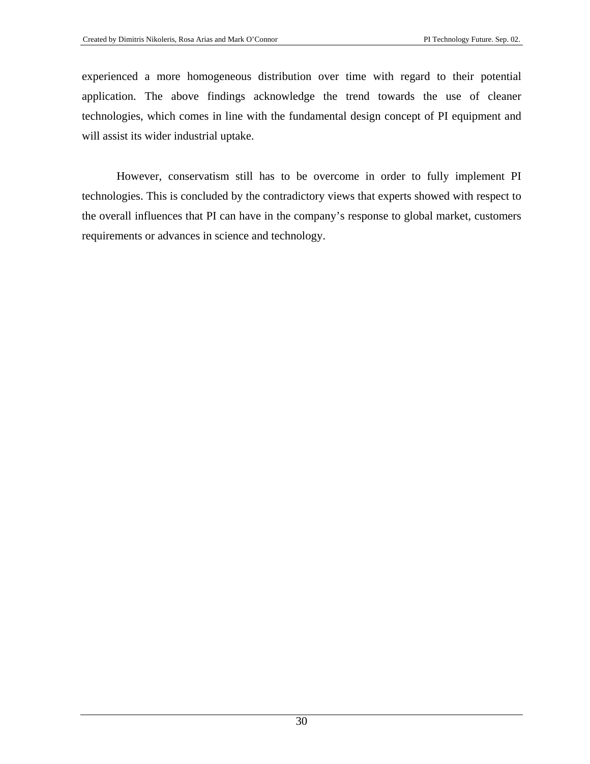experienced a more homogeneous distribution over time with regard to their potential application. The above findings acknowledge the trend towards the use of cleaner technologies, which comes in line with the fundamental design concept of PI equipment and will assist its wider industrial uptake.

However, conservatism still has to be overcome in order to fully implement PI technologies. This is concluded by the contradictory views that experts showed with respect to the overall influences that PI can have in the company's response to global market, customers requirements or advances in science and technology.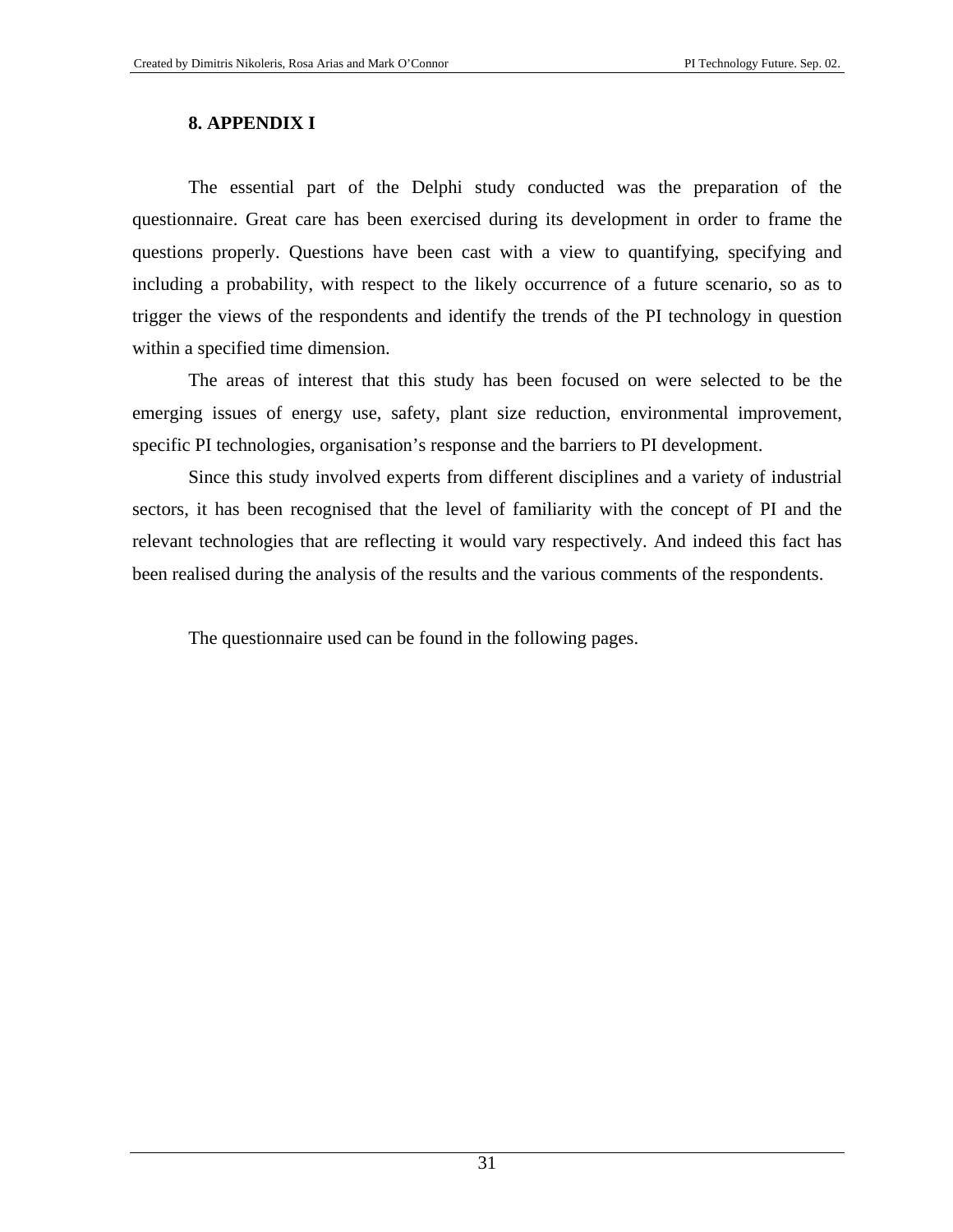## 8. APPENDIX I

The essential part of the Delphi study conducted was the preparation of the questionnaire. Great care has been exercised during its development in order to frame the questions properly. Questions have been cast with a view to quantifying, specifying and including a probability, with respect to the likely occurrence of a future scenario, so as to trigger the views of the respondents and identify the trends of the PI technology in question within a specified time dimension.

The areas of interest that this study has been focused on were selected to be the emerging issues of energy use, safety, plant size reduction, environmental improvement, specific PI technologies, organisation's response and the barriers to PI development.

Since this study involved experts from different disciplines and a variety of industrial sectors, it has been recognised that the level of familiarity with the concept of PI and the relevant technologies that are reflecting it would vary respectively. And indeed this fact has been realised during the analysis of the results and the various comments of the respondents.

The questionnaire used can be found in the following pages.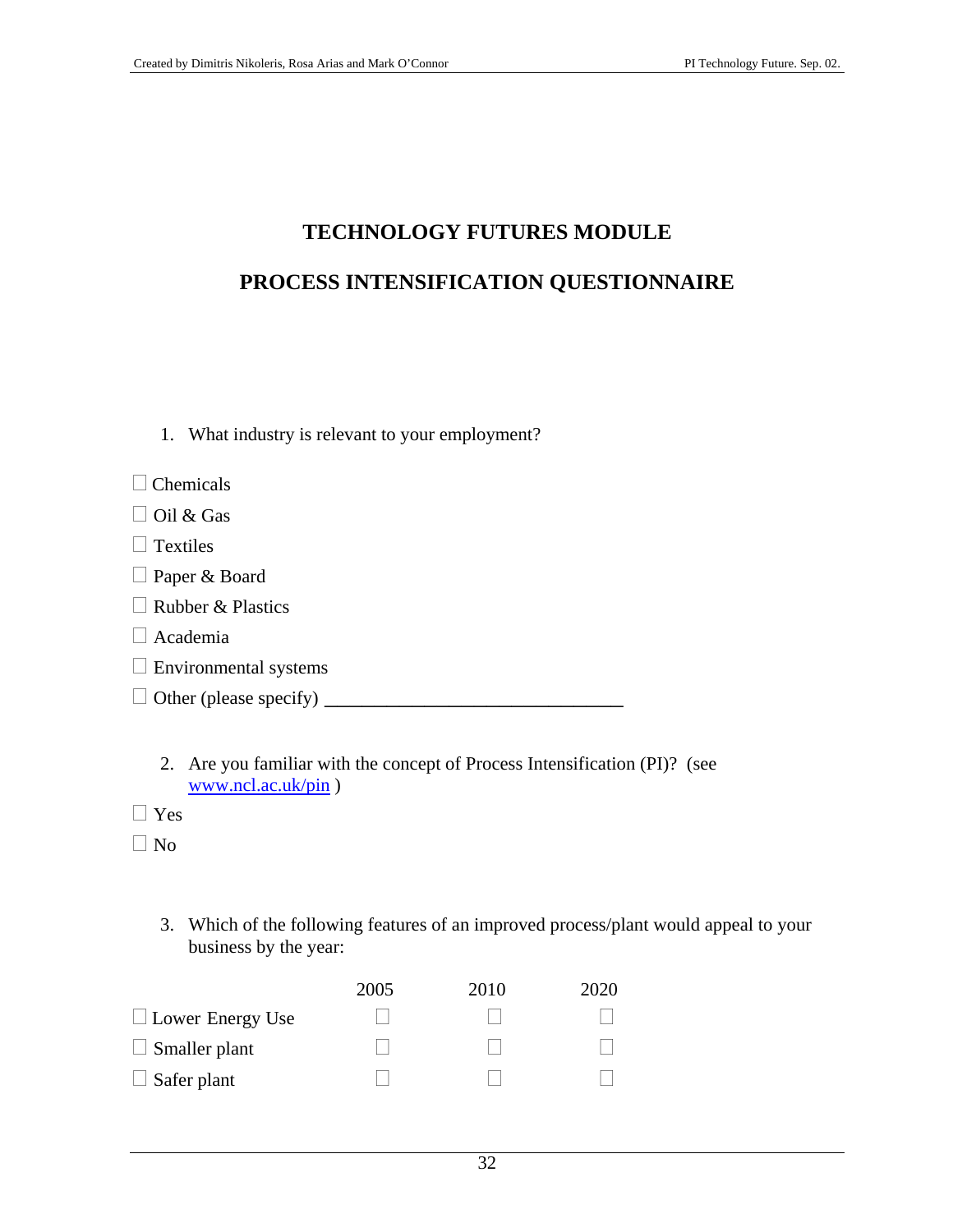# TECHNOLOGY FUTURES MODULE

# PROCESS INTENSIFICATION QUESTIONNAIRE

1. What industry is relevant to your employment?

☐ Chemicals

☐ Oil & Gas

☐ Textiles

☐ Paper & Board

☐ Rubber & Plastics

☐ Academia

☐ Environmental systems

☐ Other (please specify) ________________________________

2. Are you familiar with the concept of Process Intensification (PI)? (see www.ncl.ac.uk/pin )

☐ Yes

☐ No

3. Which of the following features of an improved process/plant would appeal to your business by the year:

| | 2005 | 2010 | 2020 |
|---|---|---|---|
| ☐ Lower Energy Use | ☐ | ☐ | ☐ |
| ☐ Smaller plant | ☐ | ☐ | ☐ |
| ☐ Safer plant | ☐ | ☐ | ☐ |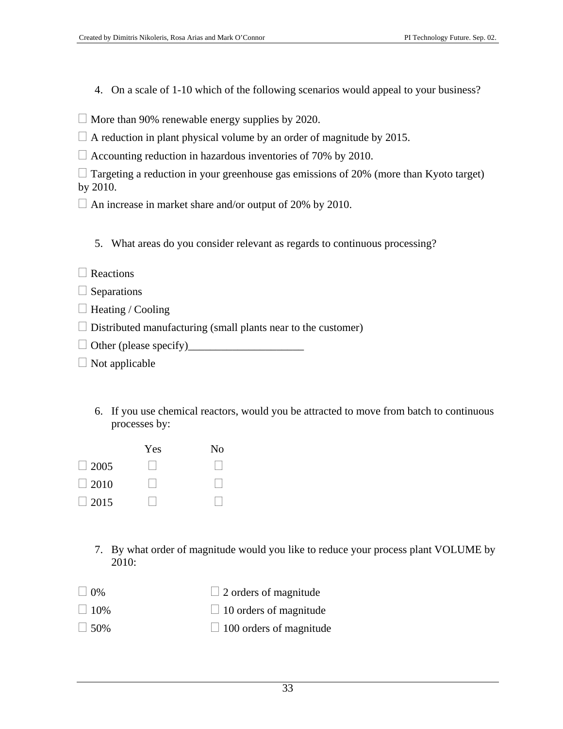4. On a scale of 1-10 which of the following scenarios would appeal to your business?

☐ More than 90% renewable energy supplies by 2020.

☐ A reduction in plant physical volume by an order of magnitude by 2015.

☐ Accounting reduction in hazardous inventories of 70% by 2010.

☐ Targeting a reduction in your greenhouse gas emissions of 20% (more than Kyoto target) by 2010.

☐ An increase in market share and/or output of 20% by 2010.

5. What areas do you consider relevant as regards to continuous processing?

☐ Reactions

☐ Separations

☐ Heating / Cooling

☐ Distributed manufacturing (small plants near to the customer)

☐ Other (please specify)_____________________

☐ Not applicable

6. If you use chemical reactors, would you be attracted to move from batch to continuous processes by:

| | Yes | No |
|---|---|---|
| ☐ 2005 | ☐ | ☐ |
| ☐ 2010 | ☐ | ☐ |
| ☐ 2015 | ☐ | ☐ |

7. By what order of magnitude would you like to reduce your process plant VOLUME by 2010:

| | |
|---|---|
| ☐ 0% | ☐ 2 orders of magnitude |
| ☐ 10% | ☐ 10 orders of magnitude |
| ☐ 50% | ☐ 100 orders of magnitude |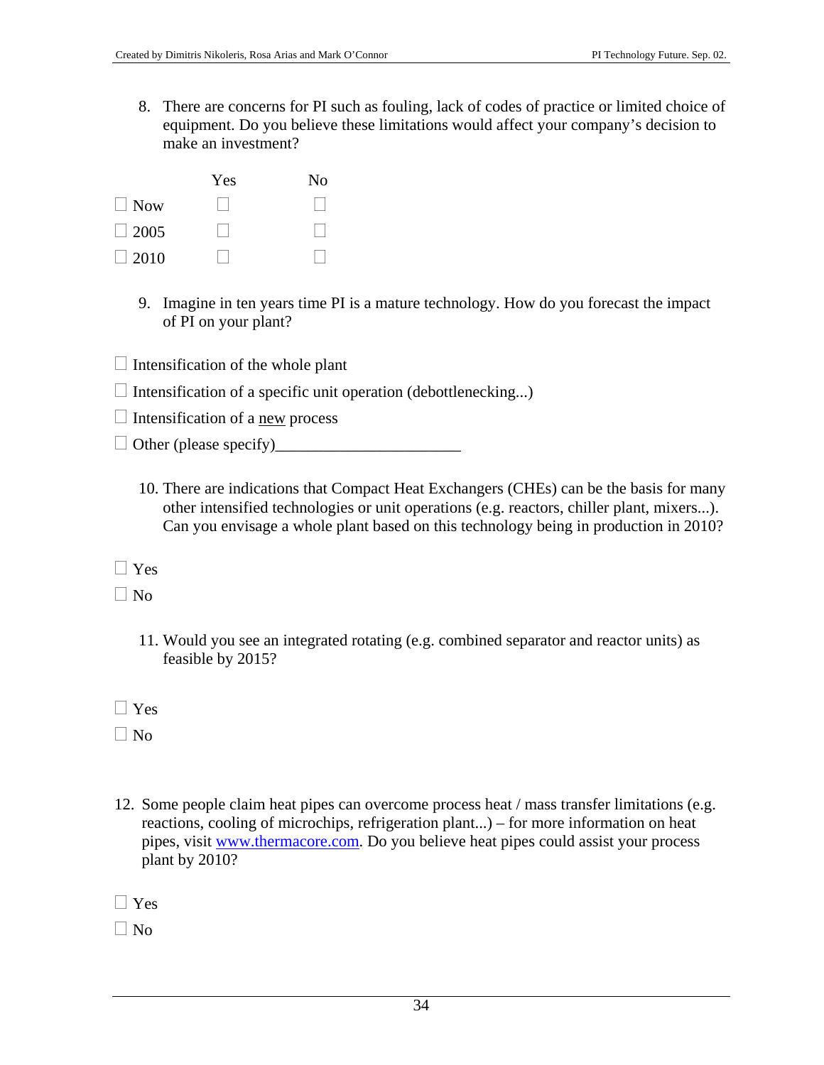8. There are concerns for PI such as fouling, lack of codes of practice or limited choice of equipment. Do you believe these limitations would affect your company's decision to make an investment?

| | Yes | No |
|---|---|---|
| ☐ Now | ☐ | ☐ |
| ☐ 2005 | ☐ | ☐ |
| ☐ 2010 | ☐ | ☐ |

9. Imagine in ten years time PI is a mature technology. How do you forecast the impact of PI on your plant?

☐ Intensification of the whole plant

☐ Intensification of a specific unit operation (debottlenecking...)

☐ Intensification of a new process

☐ Other (please specify)______________________

10. There are indications that Compact Heat Exchangers (CHEs) can be the basis for many other intensified technologies or unit operations (e.g. reactors, chiller plant, mixers...). Can you envisage a whole plant based on this technology being in production in 2010?

☐ Yes

☐ No

11. Would you see an integrated rotating (e.g. combined separator and reactor units) as feasible by 2015?

☐ Yes

☐ No

12. Some people claim heat pipes can overcome process heat / mass transfer limitations (e.g. reactions, cooling of microchips, refrigeration plant...) – for more information on heat pipes, visit www.thermacore.com. Do you believe heat pipes could assist your process plant by 2010?

☐ Yes

☐ No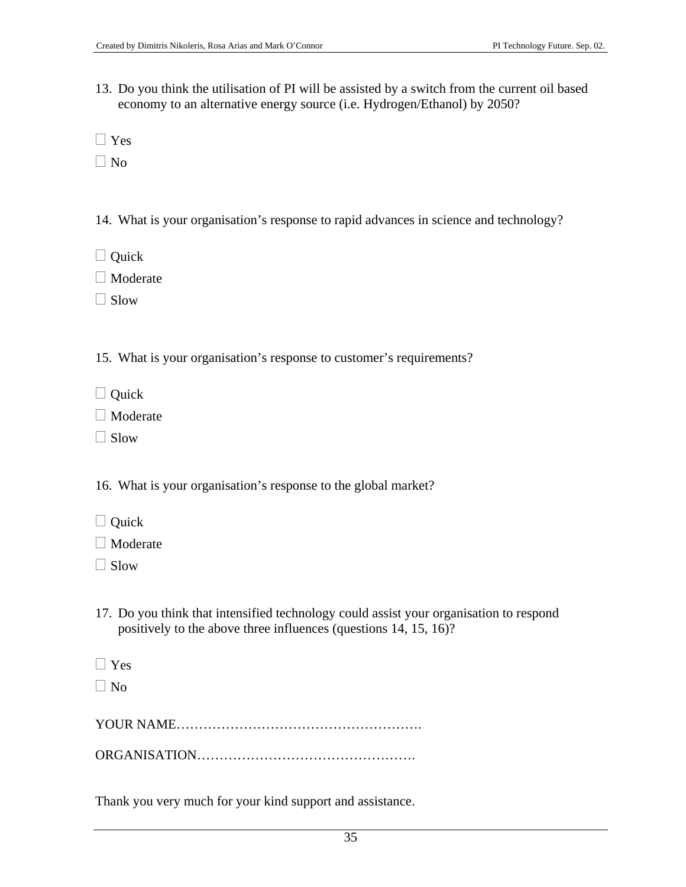13. Do you think the utilisation of PI will be assisted by a switch from the current oil based economy to an alternative energy source (i.e. Hydrogen/Ethanol) by 2050?

☐ Yes

☐ No

14. What is your organisation's response to rapid advances in science and technology?

☐ Quick

☐ Moderate

☐ Slow

15. What is your organisation's response to customer's requirements?

☐ Quick

☐ Moderate

☐ Slow

16. What is your organisation's response to the global market?

☐ Quick

☐ Moderate

☐ Slow

17. Do you think that intensified technology could assist your organisation to respond positively to the above three influences (questions 14, 15, 16)?

☐ Yes

☐ No

YOUR NAME……………………………………………….

ORGANISATION………………………………………….

Thank you very much for your kind support and assistance.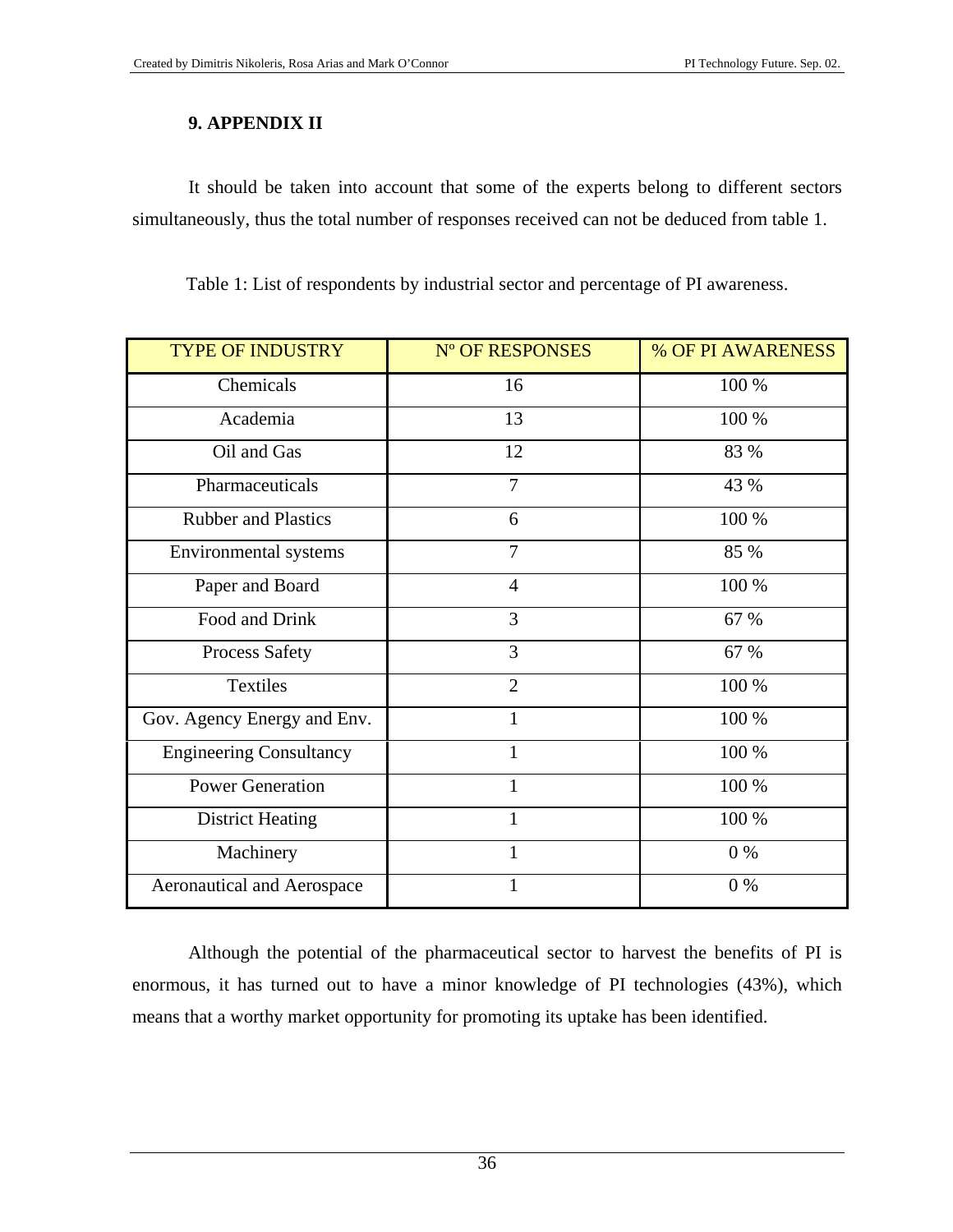## 9. APPENDIX II

It should be taken into account that some of the experts belong to different sectors simultaneously, thus the total number of responses received can not be deduced from table 1.

Table 1: List of respondents by industrial sector and percentage of PI awareness.

| TYPE OF INDUSTRY | Nº OF RESPONSES | % OF PI AWARENESS |
|---|---|---|
| Chemicals | 16 | 100 % |
| Academia | 13 | 100 % |
| Oil and Gas | 12 | 83 % |
| Pharmaceuticals | 7 | 43 % |
| Rubber and Plastics | 6 | 100 % |
| Environmental systems | 7 | 85 % |
| Paper and Board | 4 | 100 % |
| Food and Drink | 3 | 67 % |
| Process Safety | 3 | 67 % |
| Textiles | 2 | 100 % |
| Gov. Agency Energy and Env. | 1 | 100 % |
| Engineering Consultancy | 1 | 100 % |
| Power Generation | 1 | 100 % |
| District Heating | 1 | 100 % |
| Machinery | 1 | 0 % |
| Aeronautical and Aerospace | 1 | 0 % |

Although the potential of the pharmaceutical sector to harvest the benefits of PI is enormous, it has turned out to have a minor knowledge of PI technologies (43%), which means that a worthy market opportunity for promoting its uptake has been identified.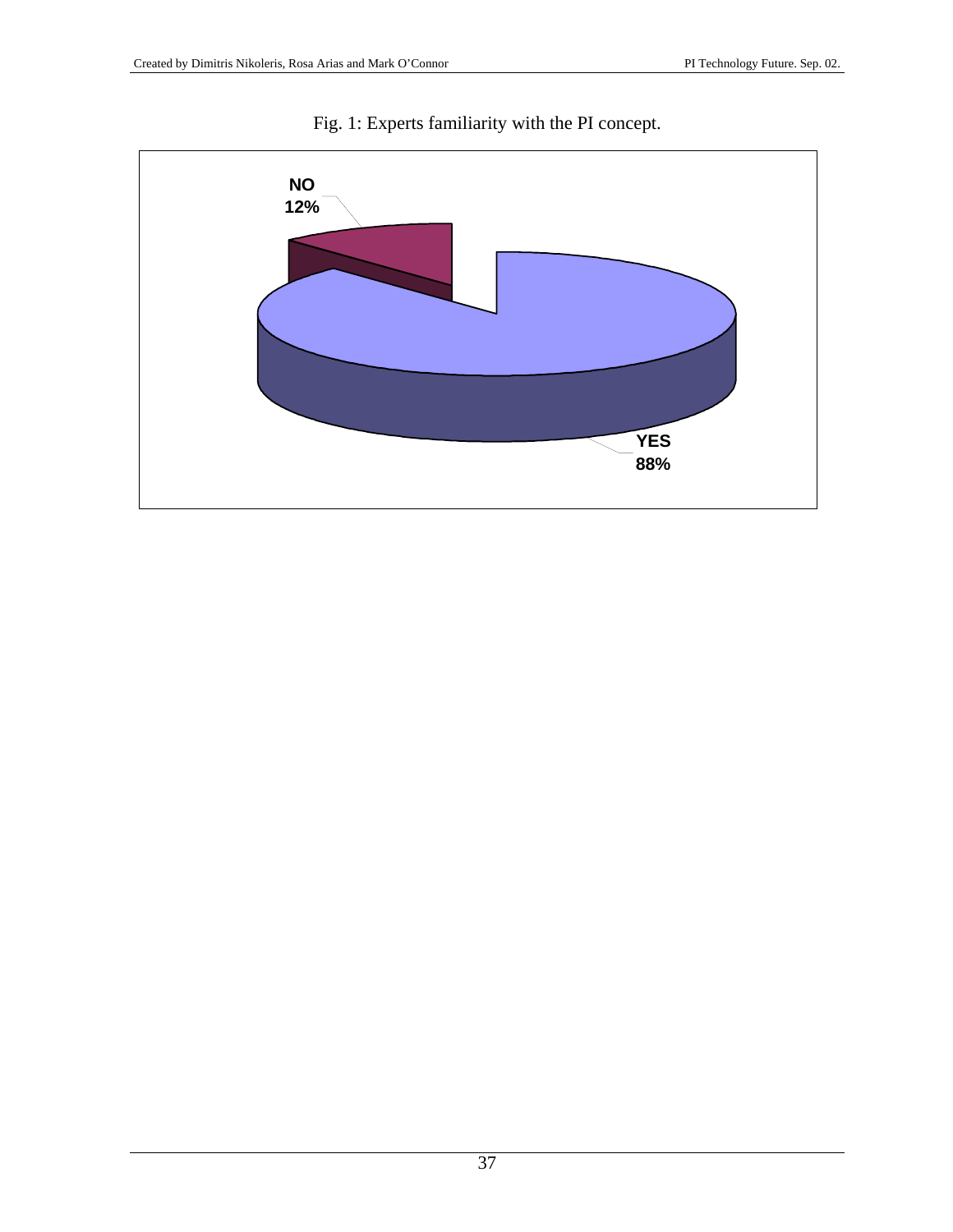Fig. 1: Experts familiarity with the PI concept.

NO 12%

YES 88%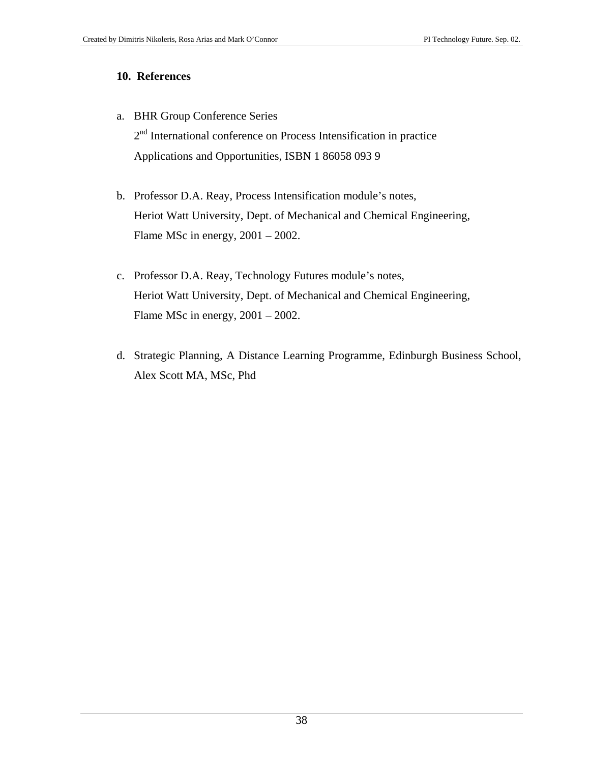## 10. References

a. BHR Group Conference Series
   2nd International conference on Process Intensification in practice
   Applications and Opportunities, ISBN 1 86058 093 9

b. Professor D.A. Reay, Process Intensification module's notes,
   Heriot Watt University, Dept. of Mechanical and Chemical Engineering,
   Flame MSc in energy, 2001 – 2002.

c. Professor D.A. Reay, Technology Futures module's notes,
   Heriot Watt University, Dept. of Mechanical and Chemical Engineering,
   Flame MSc in energy, 2001 – 2002.

d. Strategic Planning, A Distance Learning Programme, Edinburgh Business School,
   Alex Scott MA, MSc, Phd